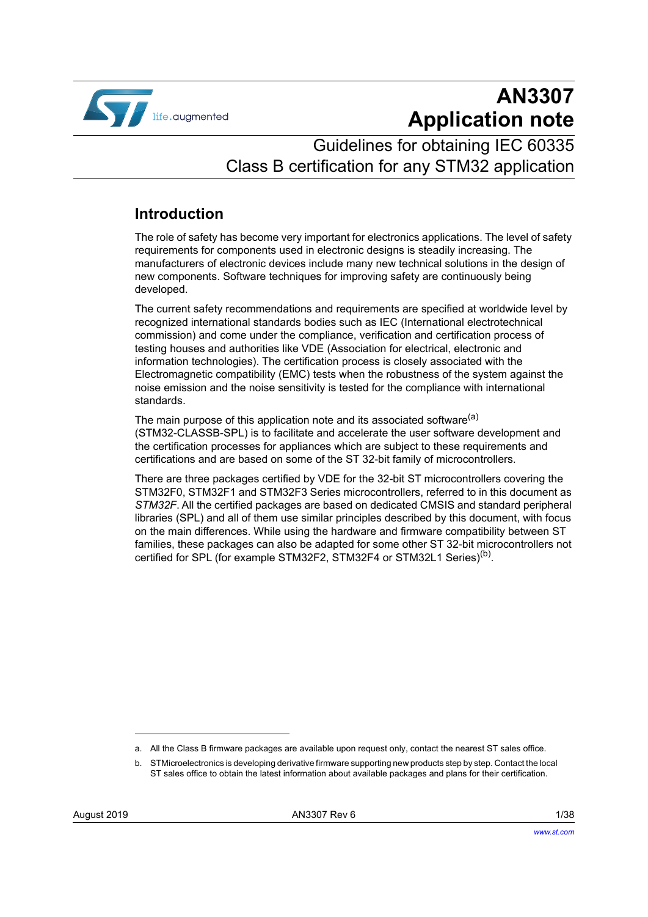# AN3307
# Application note

## Guidelines for obtaining IEC 60335 Class B certification for any STM32 application

## Introduction

The role of safety has become very important for electronics applications. The level of safety requirements for components used in electronic designs is steadily increasing. The manufacturers of electronic devices include many new technical solutions in the design of new components. Software techniques for improving safety are continuously being developed.

The current safety recommendations and requirements are specified at worldwide level by recognized international standards bodies such as IEC (International electrotechnical commission) and come under the compliance, verification and certification process of testing houses and authorities like VDE (Association for electrical, electronic and information technologies). The certification process is closely associated with the Electromagnetic compatibility (EMC) tests when the robustness of the system against the noise emission and the noise sensitivity is tested for the compliance with international standards.

The main purpose of this application note and its associated software[a] (STM32-CLASSB-SPL) is to facilitate and accelerate the user software development and the certification processes for appliances which are subject to these requirements and certifications and are based on some of the ST 32-bit family of microcontrollers.

There are three packages certified by VDE for the 32-bit ST microcontrollers covering the STM32F0, STM32F1 and STM32F3 Series microcontrollers, referred to in this document as *STM32F*. All the certified packages are based on dedicated CMSIS and standard peripheral libraries (SPL) and all of them use similar principles described by this document, with focus on the main differences. While using the hardware and firmware compatibility between ST families, these packages can also be adapted for some other ST 32-bit microcontrollers not certified for SPL (for example STM32F2, STM32F4 or STM32L1 Series)[b].

---

a. All the Class B firmware packages are available upon request only, contact the nearest ST sales office.

b. STMicroelectronics is developing derivative firmware supporting new products step by step. Contact the local ST sales office to obtain the latest information about available packages and plans for their certification.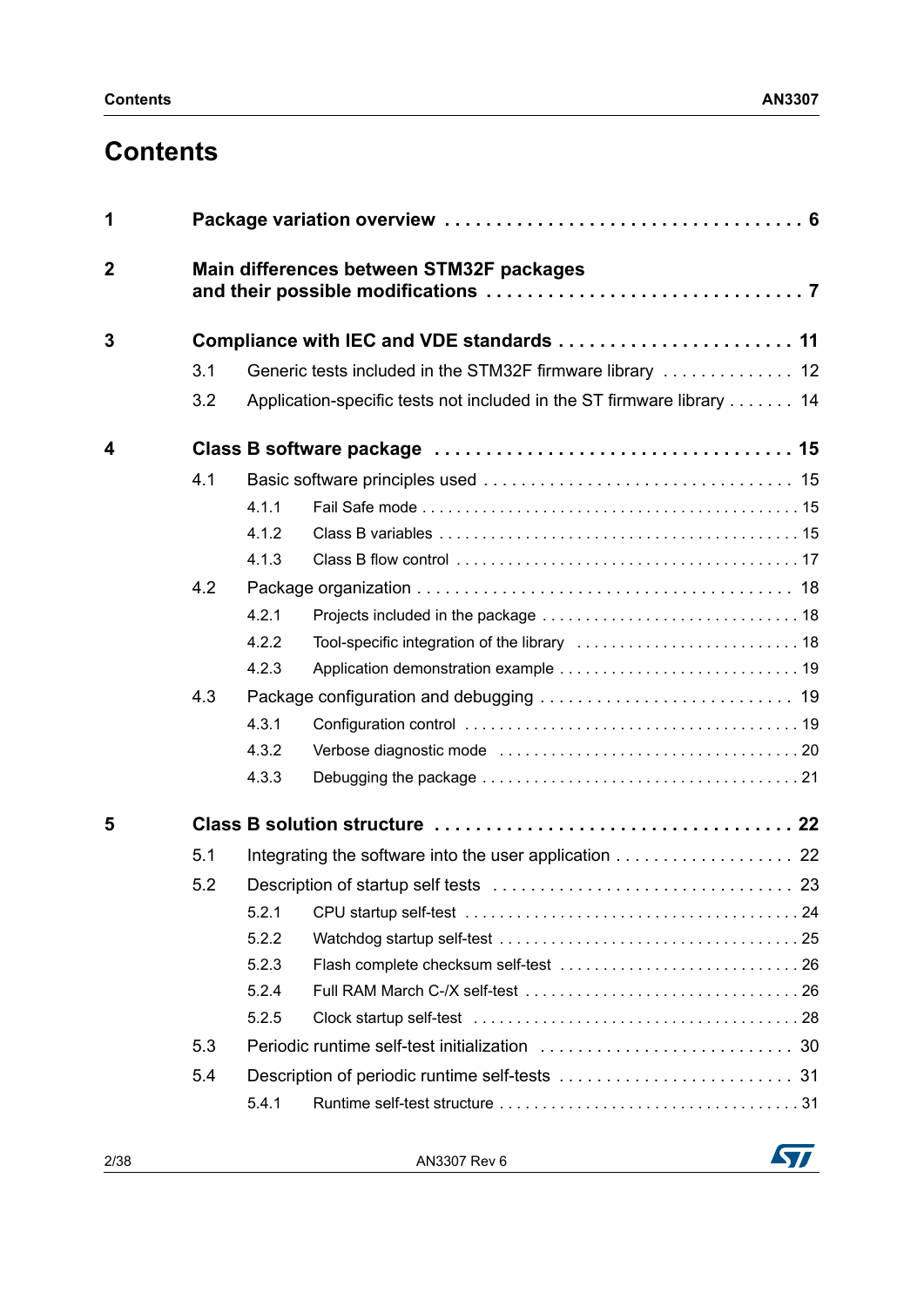# Contents

| | | |
|---|---|---|
| **1** | **Package variation overview** | **6** |
| **2** | **Main differences between STM32F packages and their possible modifications** | **7** |
| **3** | **Compliance with IEC and VDE standards** | **11** |
| 3.1 | Generic tests included in the STM32F firmware library | 12 |
| 3.2 | Application-specific tests not included in the ST firmware library | 14 |
| **4** | **Class B software package** | **15** |
| 4.1 | Basic software principles used | 15 |
| 4.1.1 | Fail Safe mode | 15 |
| 4.1.2 | Class B variables | 15 |
| 4.1.3 | Class B flow control | 17 |
| 4.2 | Package organization | 18 |
| 4.2.1 | Projects included in the package | 18 |
| 4.2.2 | Tool-specific integration of the library | 18 |
| 4.2.3 | Application demonstration example | 19 |
| 4.3 | Package configuration and debugging | 19 |
| 4.3.1 | Configuration control | 19 |
| 4.3.2 | Verbose diagnostic mode | 20 |
| 4.3.3 | Debugging the package | 21 |
| **5** | **Class B solution structure** | **22** |
| 5.1 | Integrating the software into the user application | 22 |
| 5.2 | Description of startup self tests | 23 |
| 5.2.1 | CPU startup self-test | 24 |
| 5.2.2 | Watchdog startup self-test | 25 |
| 5.2.3 | Flash complete checksum self-test | 26 |
| 5.2.4 | Full RAM March C-/X self-test | 26 |
| 5.2.5 | Clock startup self-test | 28 |
| 5.3 | Periodic runtime self-test initialization | 30 |
| 5.4 | Description of periodic runtime self-tests | 31 |
| 5.4.1 | Runtime self-test structure | 31 |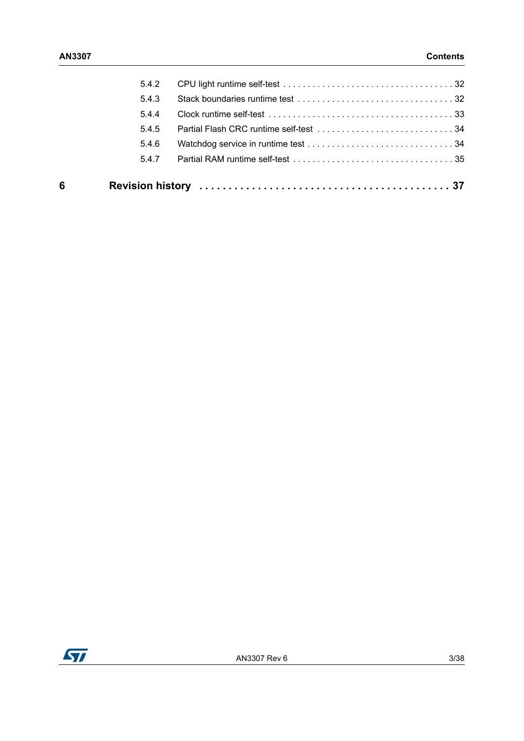5.4.2 CPU light runtime self-test . . . . . . . . . . . . . . . . . . . . . . . . . . . . . . . . . . . 32

5.4.3 Stack boundaries runtime test . . . . . . . . . . . . . . . . . . . . . . . . . . . . . . . . 32

5.4.4 Clock runtime self-test . . . . . . . . . . . . . . . . . . . . . . . . . . . . . . . . . . . . . 33

5.4.5 Partial Flash CRC runtime self-test . . . . . . . . . . . . . . . . . . . . . . . . . . . . 34

5.4.6 Watchdog service in runtime test . . . . . . . . . . . . . . . . . . . . . . . . . . . . . . 34

5.4.7 Partial RAM runtime self-test . . . . . . . . . . . . . . . . . . . . . . . . . . . . . . . . . 35

**6 Revision history . . . . . . . . . . . . . . . . . . . . . . . . . . . . . . . . . . . . . . . . . . 37**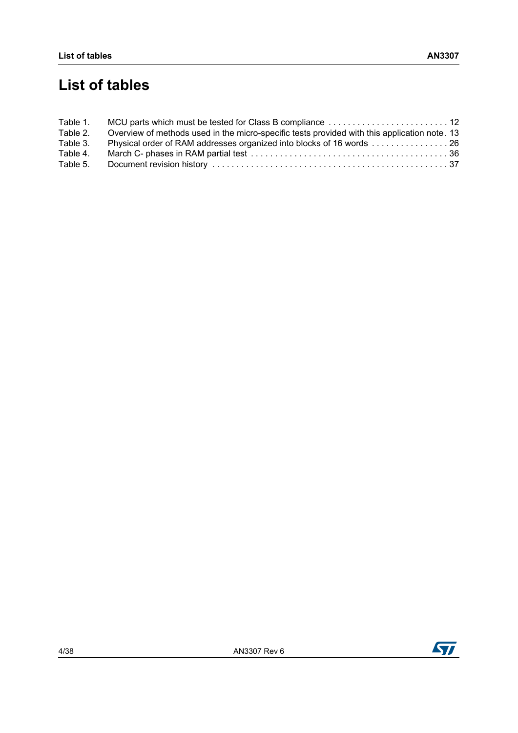# List of tables

Table 1. MCU parts which must be tested for Class B compliance . . . . . . . . . . . . . . . . . . . . . . . . . 12
Table 2. Overview of methods used in the micro-specific tests provided with this application note. 13
Table 3. Physical order of RAM addresses organized into blocks of 16 words . . . . . . . . . . . . . . . . 26
Table 4. March C- phases in RAM partial test . . . . . . . . . . . . . . . . . . . . . . . . . . . . . . . . . . . . . . . . . 36
Table 5. Document revision history . . . . . . . . . . . . . . . . . . . . . . . . . . . . . . . . . . . . . . . . . . . . . . . . 37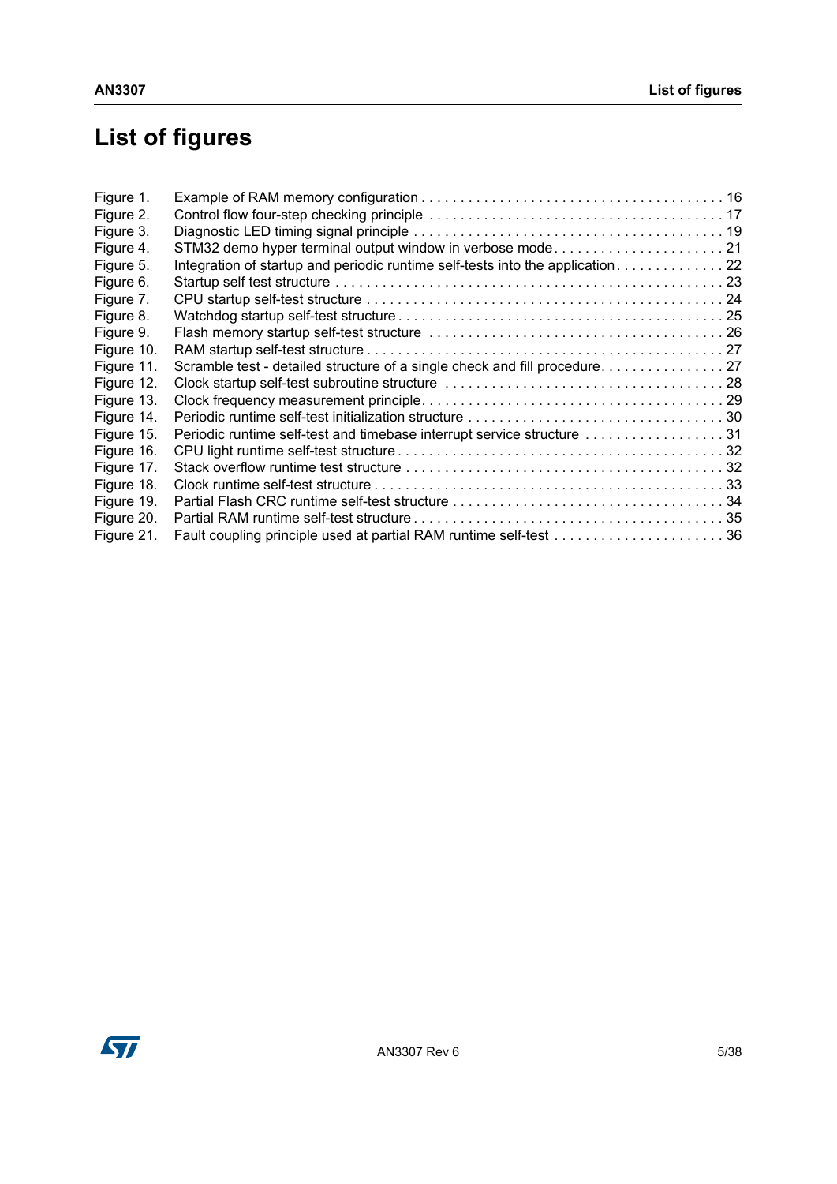# List of figures

| | | |
|---|---|---|
| Figure 1. | Example of RAM memory configuration | 16 |
| Figure 2. | Control flow four-step checking principle | 17 |
| Figure 3. | Diagnostic LED timing signal principle | 19 |
| Figure 4. | STM32 demo hyper terminal output window in verbose mode | 21 |
| Figure 5. | Integration of startup and periodic runtime self-tests into the application | 22 |
| Figure 6. | Startup self test structure | 23 |
| Figure 7. | CPU startup self-test structure | 24 |
| Figure 8. | Watchdog startup self-test structure | 25 |
| Figure 9. | Flash memory startup self-test structure | 26 |
| Figure 10. | RAM startup self-test structure | 27 |
| Figure 11. | Scramble test - detailed structure of a single check and fill procedure | 27 |
| Figure 12. | Clock startup self-test subroutine structure | 28 |
| Figure 13. | Clock frequency measurement principle | 29 |
| Figure 14. | Periodic runtime self-test initialization structure | 30 |
| Figure 15. | Periodic runtime self-test and timebase interrupt service structure | 31 |
| Figure 16. | CPU light runtime self-test structure | 32 |
| Figure 17. | Stack overflow runtime test structure | 32 |
| Figure 18. | Clock runtime self-test structure | 33 |
| Figure 19. | Partial Flash CRC runtime self-test structure | 34 |
| Figure 20. | Partial RAM runtime self-test structure | 35 |
| Figure 21. | Fault coupling principle used at partial RAM runtime self-test | 36 |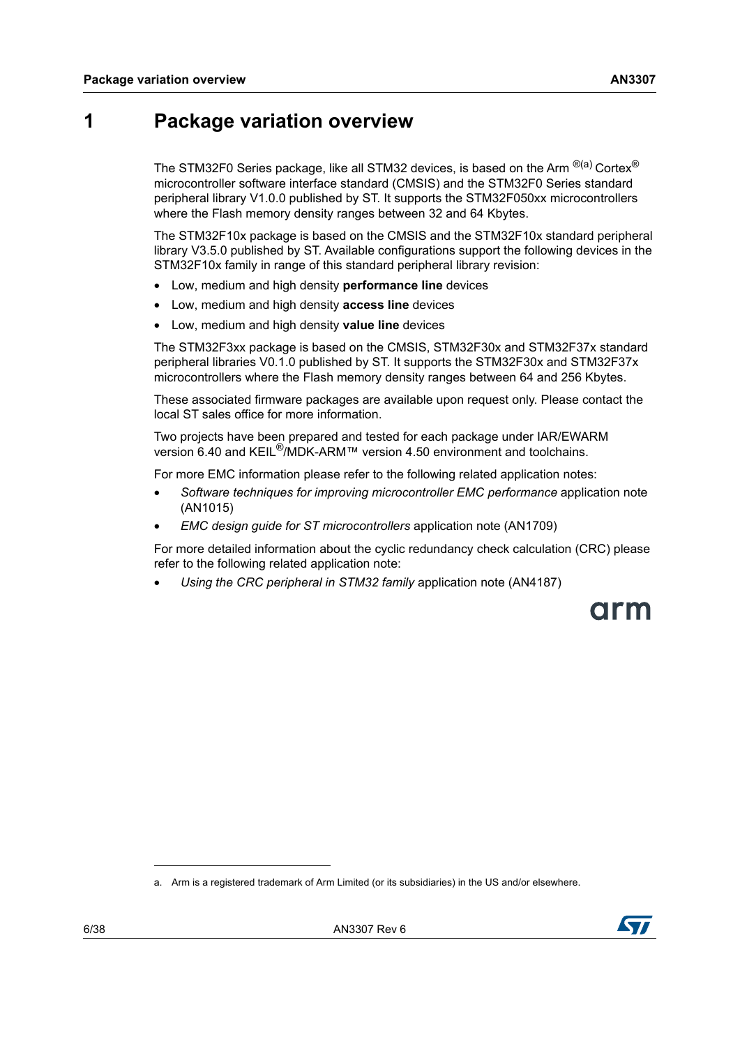# 1 Package variation overview

The STM32F0 Series package, like all STM32 devices, is based on the Arm ®[a] Cortex® microcontroller software interface standard (CMSIS) and the STM32F0 Series standard peripheral library V1.0.0 published by ST. It supports the STM32F050xx microcontrollers where the Flash memory density ranges between 32 and 64 Kbytes.

The STM32F10x package is based on the CMSIS and the STM32F10x standard peripheral library V3.5.0 published by ST. Available configurations support the following devices in the STM32F10x family in range of this standard peripheral library revision:

- Low, medium and high density **performance line** devices
- Low, medium and high density **access line** devices
- Low, medium and high density **value line** devices

The STM32F3xx package is based on the CMSIS, STM32F30x and STM32F37x standard peripheral libraries V0.1.0 published by ST. It supports the STM32F30x and STM32F37x microcontrollers where the Flash memory density ranges between 64 and 256 Kbytes.

These associated firmware packages are available upon request only. Please contact the local ST sales office for more information.

Two projects have been prepared and tested for each package under IAR/EWARM version 6.40 and KEIL®/MDK-ARM™ version 4.50 environment and toolchains.

For more EMC information please refer to the following related application notes:

- *Software techniques for improving microcontroller EMC performance* application note (AN1015)
- *EMC design guide for ST microcontrollers* application note (AN1709)

For more detailed information about the cyclic redundancy check calculation (CRC) please refer to the following related application note:

- *Using the CRC peripheral in STM32 family* application note (AN4187)

arm

a. Arm is a registered trademark of Arm Limited (or its subsidiaries) in the US and/or elsewhere.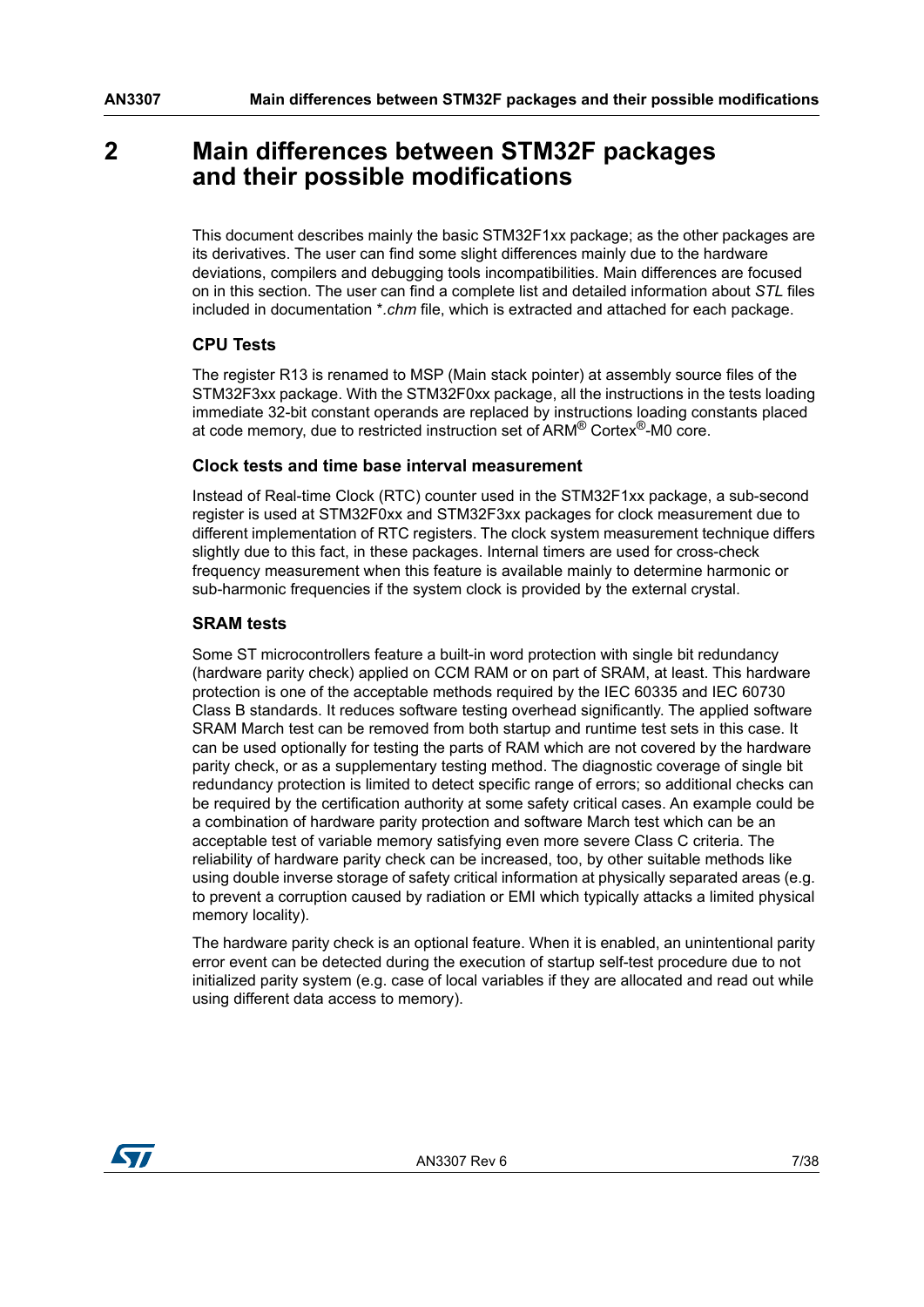# 2 Main differences between STM32F packages and their possible modifications

This document describes mainly the basic STM32F1xx package; as the other packages are its derivatives. The user can find some slight differences mainly due to the hardware deviations, compilers and debugging tools incompatibilities. Main differences are focused on in this section. The user can find a complete list and detailed information about *STL* files included in documentation *.*chm* file, which is extracted and attached for each package.

### CPU Tests

The register R13 is renamed to MSP (Main stack pointer) at assembly source files of the STM32F3xx package. With the STM32F0xx package, all the instructions in the tests loading immediate 32-bit constant operands are replaced by instructions loading constants placed at code memory, due to restricted instruction set of ARM® Cortex®-M0 core.

### Clock tests and time base interval measurement

Instead of Real-time Clock (RTC) counter used in the STM32F1xx package, a sub-second register is used at STM32F0xx and STM32F3xx packages for clock measurement due to different implementation of RTC registers. The clock system measurement technique differs slightly due to this fact, in these packages. Internal timers are used for cross-check frequency measurement when this feature is available mainly to determine harmonic or sub-harmonic frequencies if the system clock is provided by the external crystal.

### SRAM tests

Some ST microcontrollers feature a built-in word protection with single bit redundancy (hardware parity check) applied on CCM RAM or on part of SRAM, at least. This hardware protection is one of the acceptable methods required by the IEC 60335 and IEC 60730 Class B standards. It reduces software testing overhead significantly. The applied software SRAM March test can be removed from both startup and runtime test sets in this case. It can be used optionally for testing the parts of RAM which are not covered by the hardware parity check, or as a supplementary testing method. The diagnostic coverage of single bit redundancy protection is limited to detect specific range of errors; so additional checks can be required by the certification authority at some safety critical cases. An example could be a combination of hardware parity protection and software March test which can be an acceptable test of variable memory satisfying even more severe Class C criteria. The reliability of hardware parity check can be increased, too, by other suitable methods like using double inverse storage of safety critical information at physically separated areas (e.g. to prevent a corruption caused by radiation or EMI which typically attacks a limited physical memory locality).

The hardware parity check is an optional feature. When it is enabled, an unintentional parity error event can be detected during the execution of startup self-test procedure due to not initialized parity system (e.g. case of local variables if they are allocated and read out while using different data access to memory).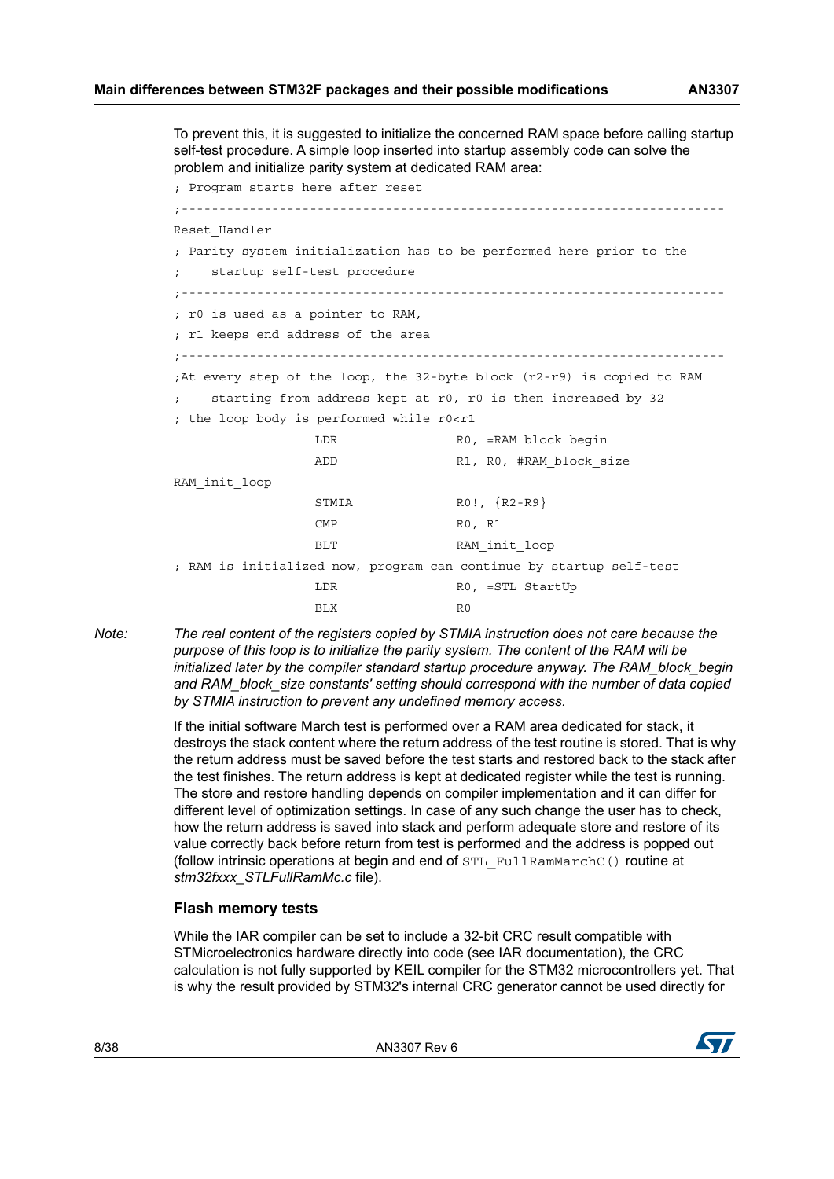To prevent this, it is suggested to initialize the concerned RAM space before calling startup self-test procedure. A simple loop inserted into startup assembly code can solve the problem and initialize parity system at dedicated RAM area:

```
; Program starts here after reset
;---------------------------------------------------------------------
Reset_Handler
; Parity system initialization has to be performed here prior to the
;    startup self-test procedure
;---------------------------------------------------------------------
; r0 is used as a pointer to RAM,
; r1 keeps end address of the area
;---------------------------------------------------------------------
;At every step of the loop, the 32-byte block (r2-r9) is copied to RAM
;    starting from address kept at r0, r0 is then increased by 32
; the loop body is performed while r0<r1
                  LDR               R0, =RAM_block_begin
                  ADD               R1, R0, #RAM_block_size
RAM_init_loop
                  STMIA             R0!, {R2-R9}
                  CMP               R0, R1
                  BLT               RAM_init_loop
; RAM is initialized now, program can continue by startup self-test
                  LDR               R0, =STL_StartUp
                  BLX               R0
```

*Note: The real content of the registers copied by STMIA instruction does not care because the purpose of this loop is to initialize the parity system. The content of the RAM will be initialized later by the compiler standard startup procedure anyway. The RAM_block_begin and RAM_block_size constants' setting should correspond with the number of data copied by STMIA instruction to prevent any undefined memory access.*

If the initial software March test is performed over a RAM area dedicated for stack, it destroys the stack content where the return address of the test routine is stored. That is why the return address must be saved before the test starts and restored back to the stack after the test finishes. The return address is kept at dedicated register while the test is running. The store and restore handling depends on compiler implementation and it can differ for different level of optimization settings. In case of any such change the user has to check, how the return address is saved into stack and perform adequate store and restore of its value correctly back before return from test is performed and the address is popped out (follow intrinsic operations at begin and end of `STL_FullRamMarchC()` routine at *stm32fxxx_STLFullRamMc.c* file).

### Flash memory tests

While the IAR compiler can be set to include a 32-bit CRC result compatible with STMicroelectronics hardware directly into code (see IAR documentation), the CRC calculation is not fully supported by KEIL compiler for the STM32 microcontrollers yet. That is why the result provided by STM32's internal CRC generator cannot be used directly for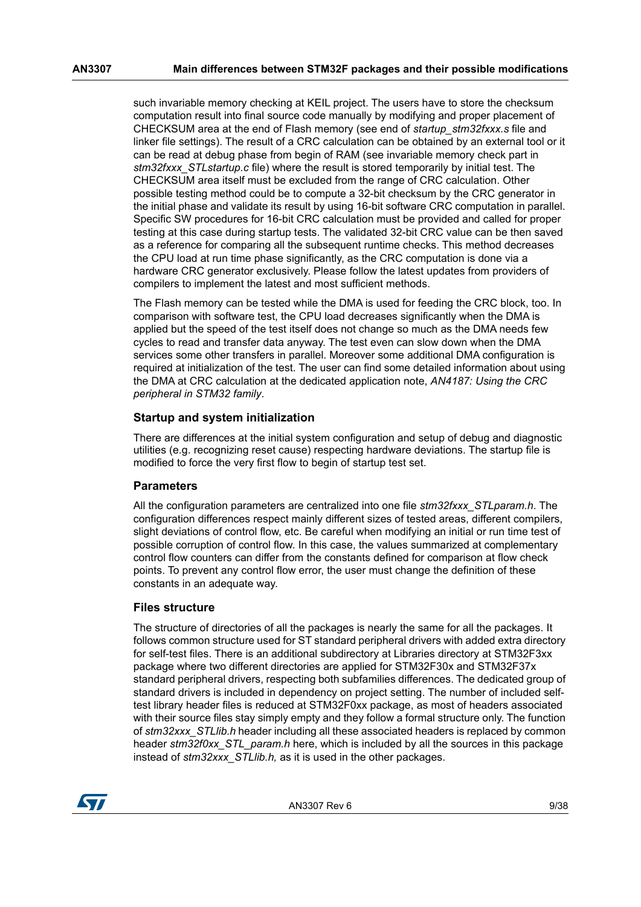such invariable memory checking at KEIL project. The users have to store the checksum computation result into final source code manually by modifying and proper placement of CHECKSUM area at the end of Flash memory (see end of *startup_stm32fxxx.s* file and linker file settings). The result of a CRC calculation can be obtained by an external tool or it can be read at debug phase from begin of RAM (see invariable memory check part in *stm32fxxx_STLstartup.c* file) where the result is stored temporarily by initial test. The CHECKSUM area itself must be excluded from the range of CRC calculation. Other possible testing method could be to compute a 32-bit checksum by the CRC generator in the initial phase and validate its result by using 16-bit software CRC computation in parallel. Specific SW procedures for 16-bit CRC calculation must be provided and called for proper testing at this case during startup tests. The validated 32-bit CRC value can be then saved as a reference for comparing all the subsequent runtime checks. This method decreases the CPU load at run time phase significantly, as the CRC computation is done via a hardware CRC generator exclusively. Please follow the latest updates from providers of compilers to implement the latest and most sufficient methods.

The Flash memory can be tested while the DMA is used for feeding the CRC block, too. In comparison with software test, the CPU load decreases significantly when the DMA is applied but the speed of the test itself does not change so much as the DMA needs few cycles to read and transfer data anyway. The test even can slow down when the DMA services some other transfers in parallel. Moreover some additional DMA configuration is required at initialization of the test. The user can find some detailed information about using the DMA at CRC calculation at the dedicated application note, *AN4187: Using the CRC peripheral in STM32 family*.

### Startup and system initialization

There are differences at the initial system configuration and setup of debug and diagnostic utilities (e.g. recognizing reset cause) respecting hardware deviations. The startup file is modified to force the very first flow to begin of startup test set.

### Parameters

All the configuration parameters are centralized into one file *stm32fxxx_STLparam.h*. The configuration differences respect mainly different sizes of tested areas, different compilers, slight deviations of control flow, etc. Be careful when modifying an initial or run time test of possible corruption of control flow. In this case, the values summarized at complementary control flow counters can differ from the constants defined for comparison at flow check points. To prevent any control flow error, the user must change the definition of these constants in an adequate way.

### Files structure

The structure of directories of all the packages is nearly the same for all the packages. It follows common structure used for ST standard peripheral drivers with added extra directory for self-test files. There is an additional subdirectory at Libraries directory at STM32F3xx package where two different directories are applied for STM32F30x and STM32F37x standard peripheral drivers, respecting both subfamilies differences. The dedicated group of standard drivers is included in dependency on project setting. The number of included self-test library header files is reduced at STM32F0xx package, as most of headers associated with their source files stay simply empty and they follow a formal structure only. The function of *stm32xxx_STLlib.h* header including all these associated headers is replaced by common header *stm32f0xx_STL_param.h* here, which is included by all the sources in this package instead of *stm32xxx_STLlib.h,* as it is used in the other packages.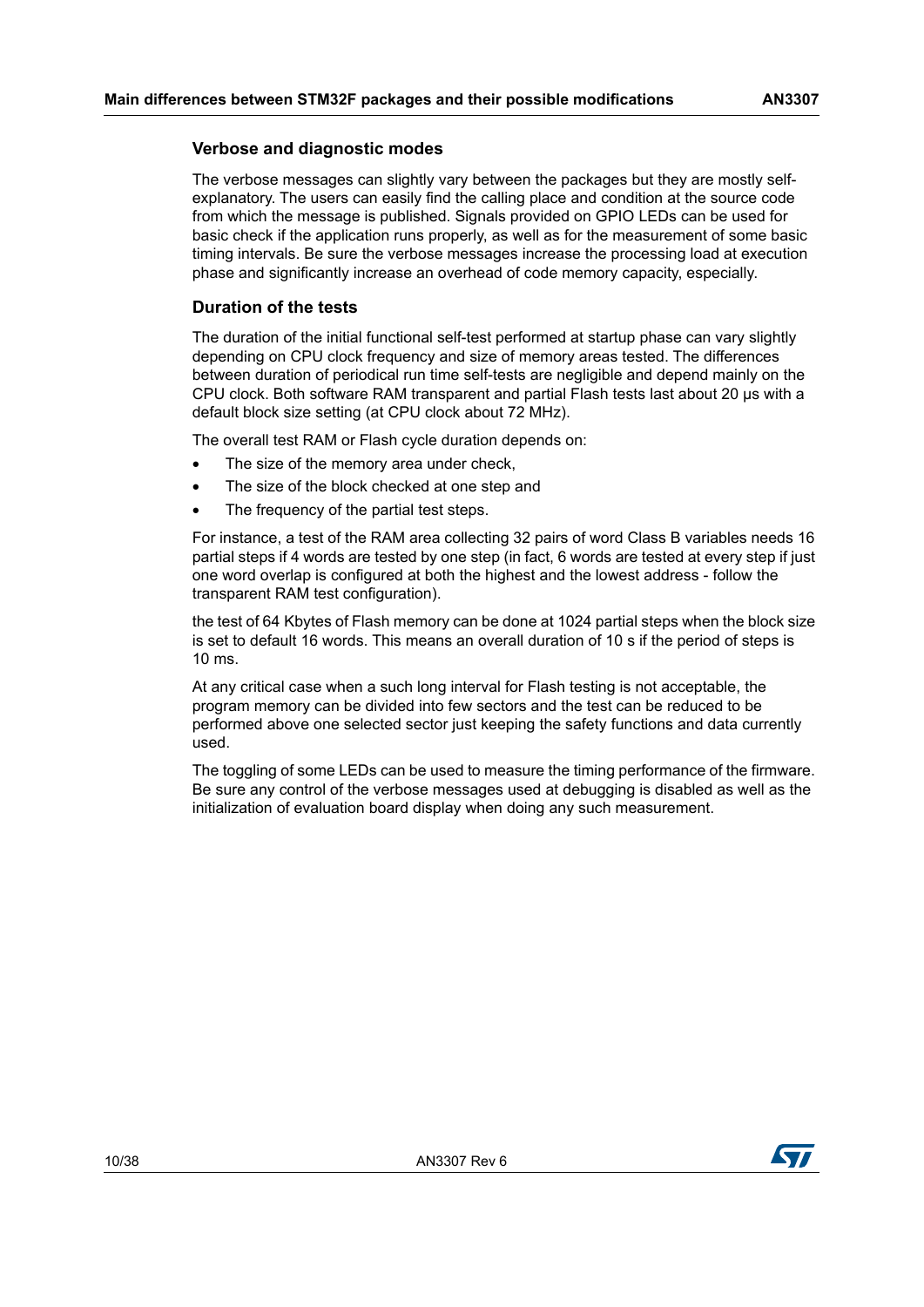### Verbose and diagnostic modes

The verbose messages can slightly vary between the packages but they are mostly self-explanatory. The users can easily find the calling place and condition at the source code from which the message is published. Signals provided on GPIO LEDs can be used for basic check if the application runs properly, as well as for the measurement of some basic timing intervals. Be sure the verbose messages increase the processing load at execution phase and significantly increase an overhead of code memory capacity, especially.

### Duration of the tests

The duration of the initial functional self-test performed at startup phase can vary slightly depending on CPU clock frequency and size of memory areas tested. The differences between duration of periodical run time self-tests are negligible and depend mainly on the CPU clock. Both software RAM transparent and partial Flash tests last about 20 µs with a default block size setting (at CPU clock about 72 MHz).

The overall test RAM or Flash cycle duration depends on:

- The size of the memory area under check,
- The size of the block checked at one step and
- The frequency of the partial test steps.

For instance, a test of the RAM area collecting 32 pairs of word Class B variables needs 16 partial steps if 4 words are tested by one step (in fact, 6 words are tested at every step if just one word overlap is configured at both the highest and the lowest address - follow the transparent RAM test configuration).

the test of 64 Kbytes of Flash memory can be done at 1024 partial steps when the block size is set to default 16 words. This means an overall duration of 10 s if the period of steps is 10 ms.

At any critical case when a such long interval for Flash testing is not acceptable, the program memory can be divided into few sectors and the test can be reduced to be performed above one selected sector just keeping the safety functions and data currently used.

The toggling of some LEDs can be used to measure the timing performance of the firmware. Be sure any control of the verbose messages used at debugging is disabled as well as the initialization of evaluation board display when doing any such measurement.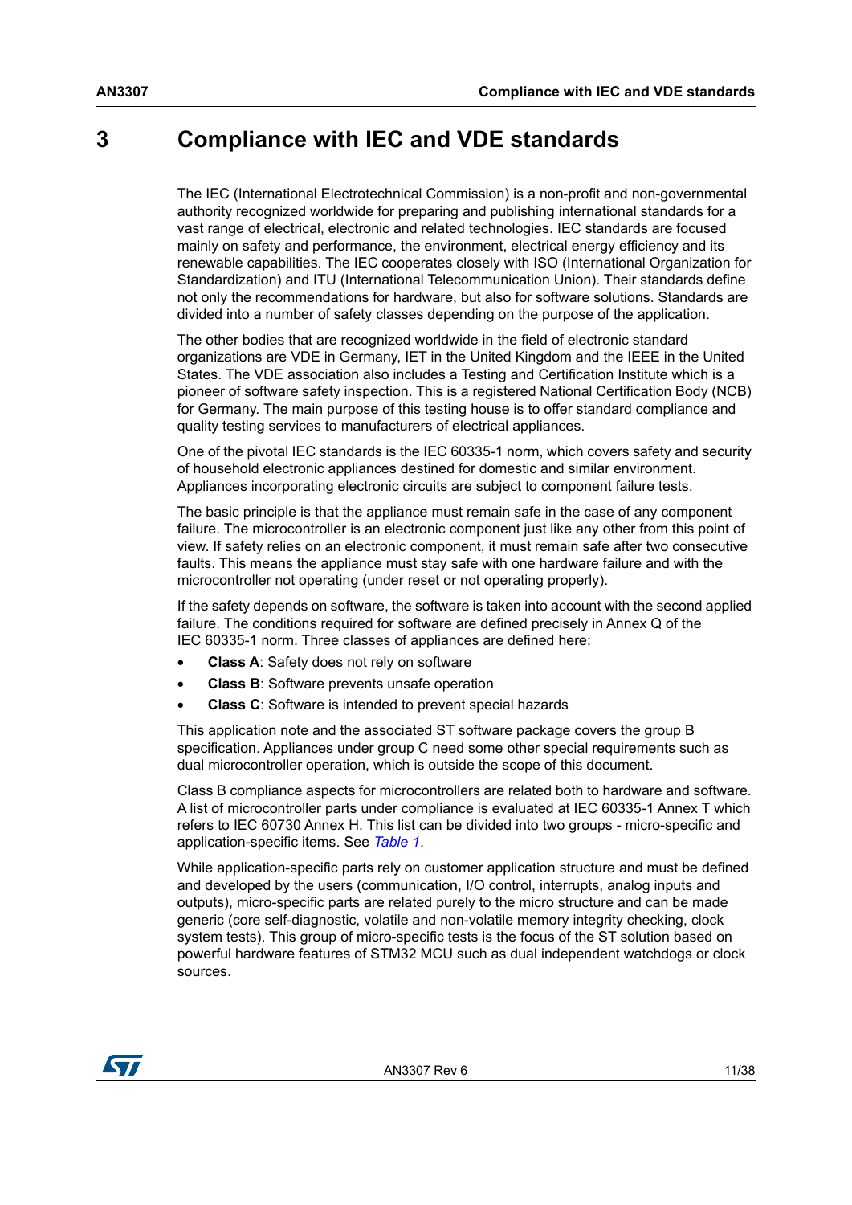# 3 Compliance with IEC and VDE standards

The IEC (International Electrotechnical Commission) is a non-profit and non-governmental authority recognized worldwide for preparing and publishing international standards for a vast range of electrical, electronic and related technologies. IEC standards are focused mainly on safety and performance, the environment, electrical energy efficiency and its renewable capabilities. The IEC cooperates closely with ISO (International Organization for Standardization) and ITU (International Telecommunication Union). Their standards define not only the recommendations for hardware, but also for software solutions. Standards are divided into a number of safety classes depending on the purpose of the application.

The other bodies that are recognized worldwide in the field of electronic standard organizations are VDE in Germany, IET in the United Kingdom and the IEEE in the United States. The VDE association also includes a Testing and Certification Institute which is a pioneer of software safety inspection. This is a registered National Certification Body (NCB) for Germany. The main purpose of this testing house is to offer standard compliance and quality testing services to manufacturers of electrical appliances.

One of the pivotal IEC standards is the IEC 60335-1 norm, which covers safety and security of household electronic appliances destined for domestic and similar environment. Appliances incorporating electronic circuits are subject to component failure tests.

The basic principle is that the appliance must remain safe in the case of any component failure. The microcontroller is an electronic component just like any other from this point of view. If safety relies on an electronic component, it must remain safe after two consecutive faults. This means the appliance must stay safe with one hardware failure and with the microcontroller not operating (under reset or not operating properly).

If the safety depends on software, the software is taken into account with the second applied failure. The conditions required for software are defined precisely in Annex Q of the IEC 60335-1 norm. Three classes of appliances are defined here:

- **Class A**: Safety does not rely on software
- **Class B**: Software prevents unsafe operation
- **Class C**: Software is intended to prevent special hazards

This application note and the associated ST software package covers the group B specification. Appliances under group C need some other special requirements such as dual microcontroller operation, which is outside the scope of this document.

Class B compliance aspects for microcontrollers are related both to hardware and software. A list of microcontroller parts under compliance is evaluated at IEC 60335-1 Annex T which refers to IEC 60730 Annex H. This list can be divided into two groups - micro-specific and application-specific items. See *Table 1*.

While application-specific parts rely on customer application structure and must be defined and developed by the users (communication, I/O control, interrupts, analog inputs and outputs), micro-specific parts are related purely to the micro structure and can be made generic (core self-diagnostic, volatile and non-volatile memory integrity checking, clock system tests). This group of micro-specific tests is the focus of the ST solution based on powerful hardware features of STM32 MCU such as dual independent watchdogs or clock sources.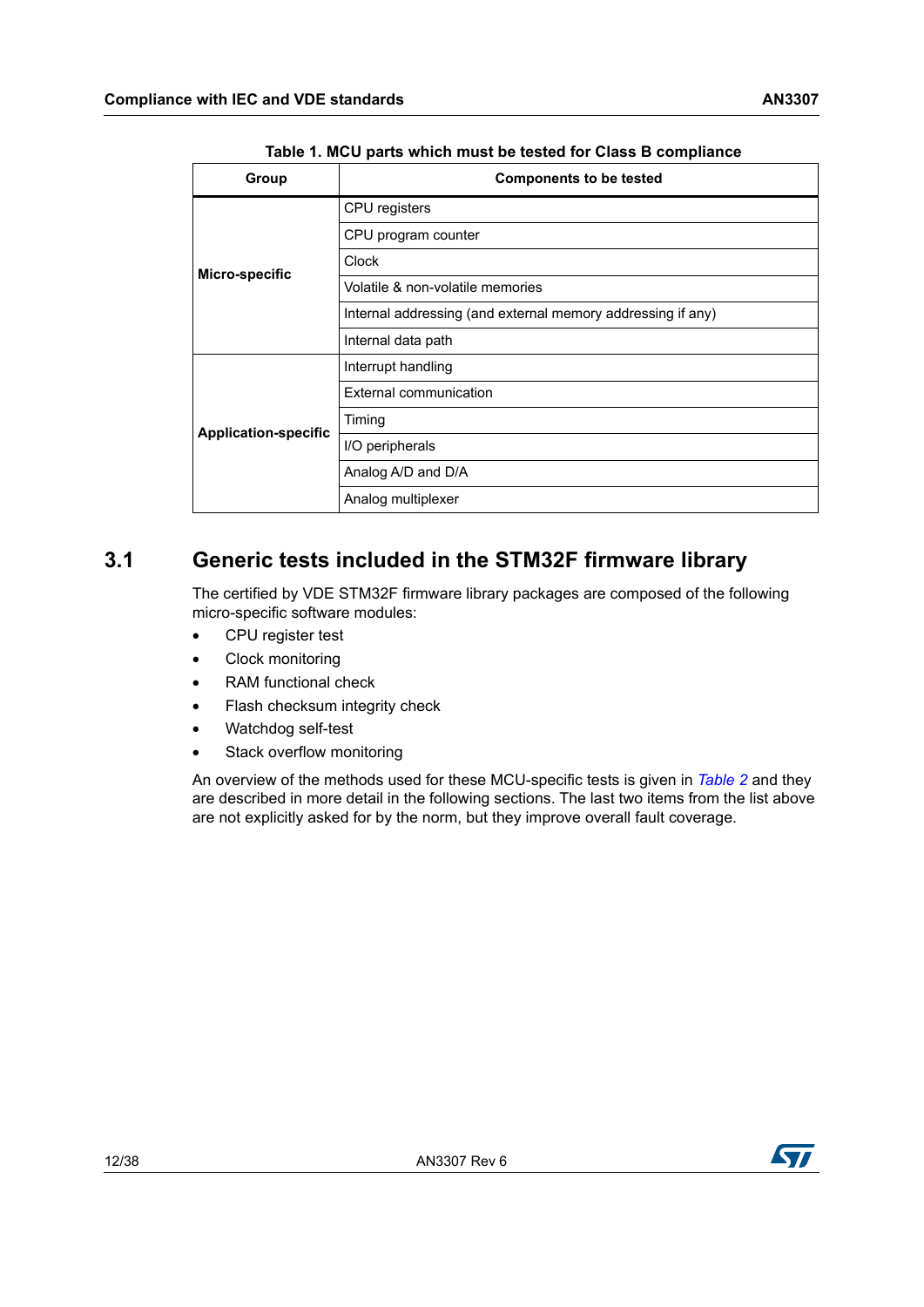Table 1. MCU parts which must be tested for Class B compliance

| Group | Components to be tested |
| --- | --- |
| **Micro-specific** | CPU registers |
| | CPU program counter |
| | Clock |
| | Volatile & non-volatile memories |
| | Internal addressing (and external memory addressing if any) |
| | Internal data path |
| **Application-specific** | Interrupt handling |
| | External communication |
| | Timing |
| | I/O peripherals |
| | Analog A/D and D/A |
| | Analog multiplexer |

## 3.1 Generic tests included in the STM32F firmware library

The certified by VDE STM32F firmware library packages are composed of the following micro-specific software modules:

- CPU register test
- Clock monitoring
- RAM functional check
- Flash checksum integrity check
- Watchdog self-test
- Stack overflow monitoring

An overview of the methods used for these MCU-specific tests is given in *Table 2* and they are described in more detail in the following sections. The last two items from the list above are not explicitly asked for by the norm, but they improve overall fault coverage.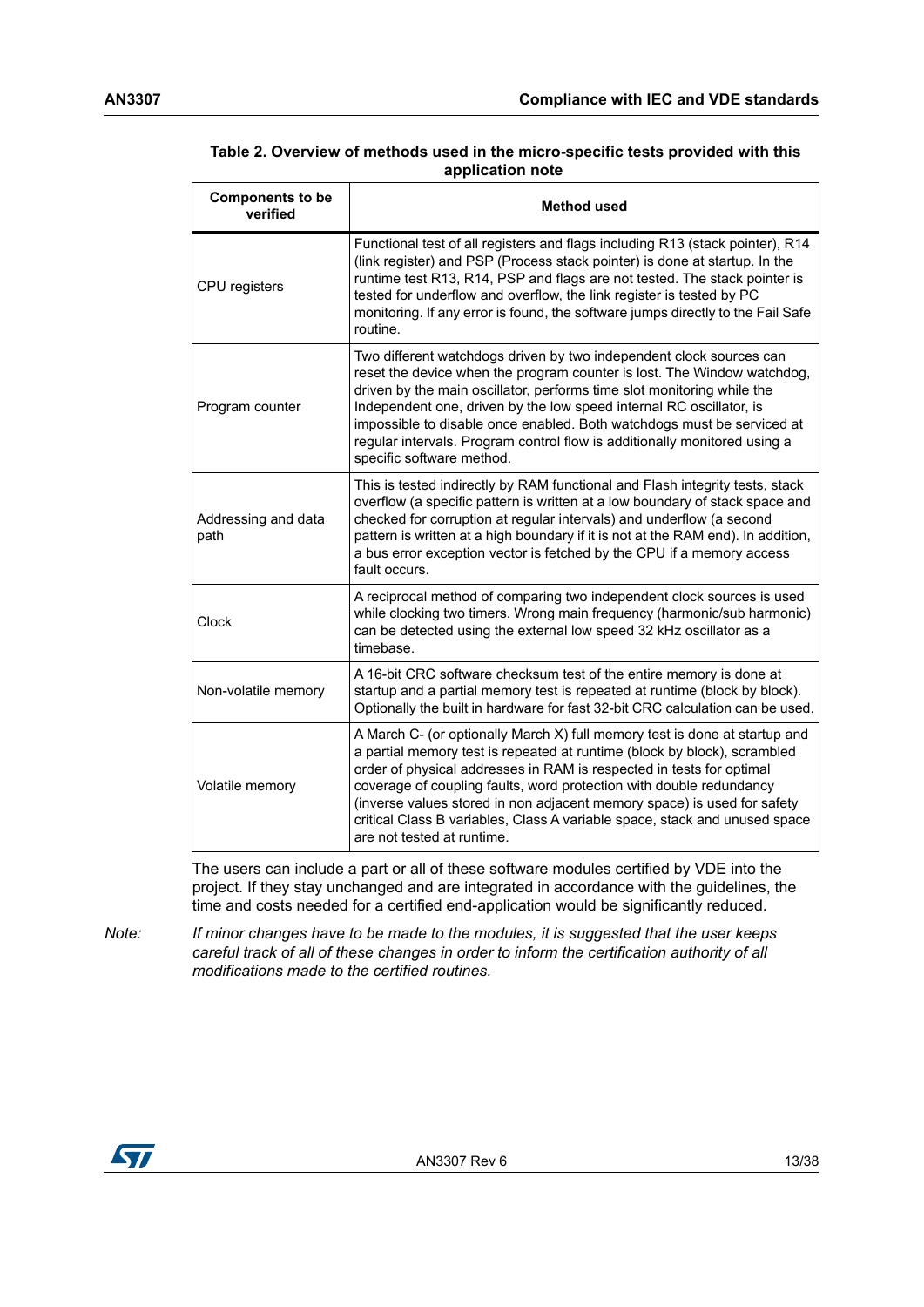**Table 2. Overview of methods used in the micro-specific tests provided with this application note**

| Components to be verified | Method used |
|---|---|
| CPU registers | Functional test of all registers and flags including R13 (stack pointer), R14 (link register) and PSP (Process stack pointer) is done at startup. In the runtime test R13, R14, PSP and flags are not tested. The stack pointer is tested for underflow and overflow, the link register is tested by PC monitoring. If any error is found, the software jumps directly to the Fail Safe routine. |
| Program counter | Two different watchdogs driven by two independent clock sources can reset the device when the program counter is lost. The Window watchdog, driven by the main oscillator, performs time slot monitoring while the Independent one, driven by the low speed internal RC oscillator, is impossible to disable once enabled. Both watchdogs must be serviced at regular intervals. Program control flow is additionally monitored using a specific software method. |
| Addressing and data path | This is tested indirectly by RAM functional and Flash integrity tests, stack overflow (a specific pattern is written at a low boundary of stack space and checked for corruption at regular intervals) and underflow (a second pattern is written at a high boundary if it is not at the RAM end). In addition, a bus error exception vector is fetched by the CPU if a memory access fault occurs. |
| Clock | A reciprocal method of comparing two independent clock sources is used while clocking two timers. Wrong main frequency (harmonic/sub harmonic) can be detected using the external low speed 32 kHz oscillator as a timebase. |
| Non-volatile memory | A 16-bit CRC software checksum test of the entire memory is done at startup and a partial memory test is repeated at runtime (block by block). Optionally the built in hardware for fast 32-bit CRC calculation can be used. |
| Volatile memory | A March C- (or optionally March X) full memory test is done at startup and a partial memory test is repeated at runtime (block by block), scrambled order of physical addresses in RAM is respected in tests for optimal coverage of coupling faults, word protection with double redundancy (inverse values stored in non adjacent memory space) is used for safety critical Class B variables, Class A variable space, stack and unused space are not tested at runtime. |

The users can include a part or all of these software modules certified by VDE into the project. If they stay unchanged and are integrated in accordance with the guidelines, the time and costs needed for a certified end-application would be significantly reduced.

*Note: If minor changes have to be made to the modules, it is suggested that the user keeps careful track of all of these changes in order to inform the certification authority of all modifications made to the certified routines.*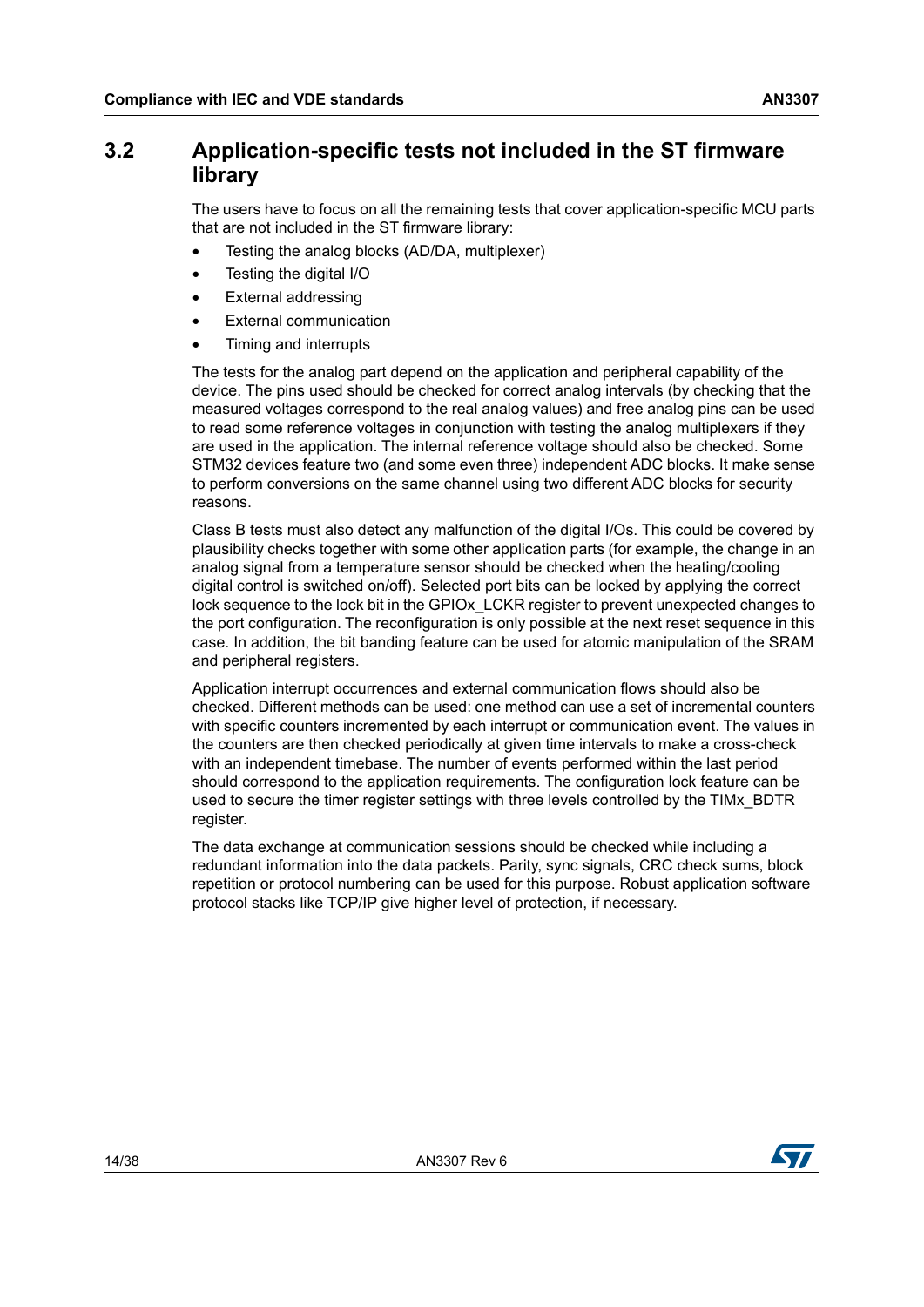## 3.2 Application-specific tests not included in the ST firmware library

The users have to focus on all the remaining tests that cover application-specific MCU parts that are not included in the ST firmware library:

- Testing the analog blocks (AD/DA, multiplexer)
- Testing the digital I/O
- External addressing
- External communication
- Timing and interrupts

The tests for the analog part depend on the application and peripheral capability of the device. The pins used should be checked for correct analog intervals (by checking that the measured voltages correspond to the real analog values) and free analog pins can be used to read some reference voltages in conjunction with testing the analog multiplexers if they are used in the application. The internal reference voltage should also be checked. Some STM32 devices feature two (and some even three) independent ADC blocks. It make sense to perform conversions on the same channel using two different ADC blocks for security reasons.

Class B tests must also detect any malfunction of the digital I/Os. This could be covered by plausibility checks together with some other application parts (for example, the change in an analog signal from a temperature sensor should be checked when the heating/cooling digital control is switched on/off). Selected port bits can be locked by applying the correct lock sequence to the lock bit in the GPIOx_LCKR register to prevent unexpected changes to the port configuration. The reconfiguration is only possible at the next reset sequence in this case. In addition, the bit banding feature can be used for atomic manipulation of the SRAM and peripheral registers.

Application interrupt occurrences and external communication flows should also be checked. Different methods can be used: one method can use a set of incremental counters with specific counters incremented by each interrupt or communication event. The values in the counters are then checked periodically at given time intervals to make a cross-check with an independent timebase. The number of events performed within the last period should correspond to the application requirements. The configuration lock feature can be used to secure the timer register settings with three levels controlled by the TIMx_BDTR register.

The data exchange at communication sessions should be checked while including a redundant information into the data packets. Parity, sync signals, CRC check sums, block repetition or protocol numbering can be used for this purpose. Robust application software protocol stacks like TCP/IP give higher level of protection, if necessary.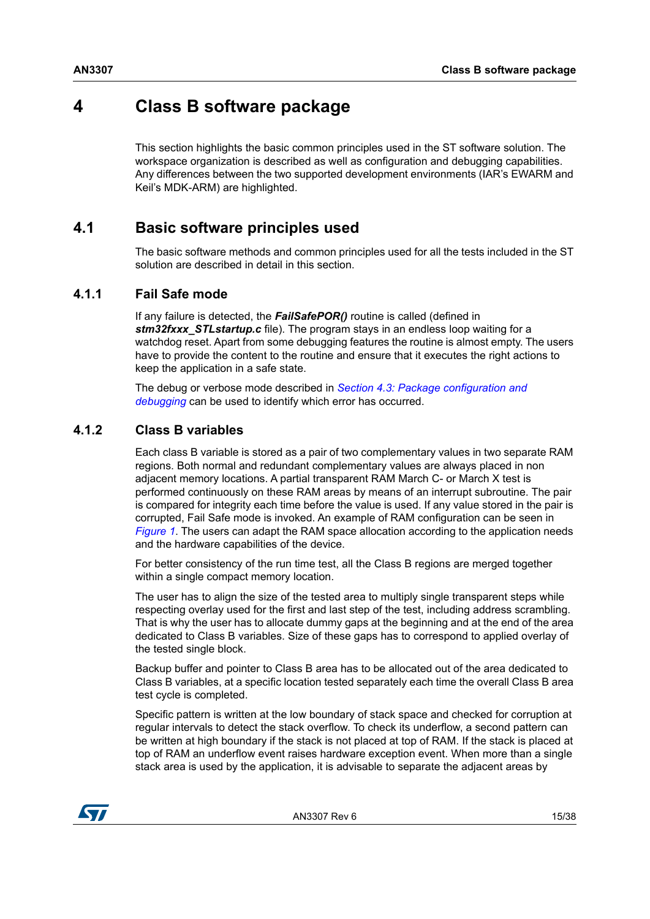# 4 Class B software package

This section highlights the basic common principles used in the ST software solution. The workspace organization is described as well as configuration and debugging capabilities. Any differences between the two supported development environments (IAR's EWARM and Keil's MDK-ARM) are highlighted.

## 4.1 Basic software principles used

The basic software methods and common principles used for all the tests included in the ST solution are described in detail in this section.

### 4.1.1 Fail Safe mode

If any failure is detected, the ***FailSafePOR()*** routine is called (defined in ***stm32fxxx_STLstartup.c*** file). The program stays in an endless loop waiting for a watchdog reset. Apart from some debugging features the routine is almost empty. The users have to provide the content to the routine and ensure that it executes the right actions to keep the application in a safe state.

The debug or verbose mode described in *Section 4.3: Package configuration and debugging* can be used to identify which error has occurred.

### 4.1.2 Class B variables

Each class B variable is stored as a pair of two complementary values in two separate RAM regions. Both normal and redundant complementary values are always placed in non adjacent memory locations. A partial transparent RAM March C- or March X test is performed continuously on these RAM areas by means of an interrupt subroutine. The pair is compared for integrity each time before the value is used. If any value stored in the pair is corrupted, Fail Safe mode is invoked. An example of RAM configuration can be seen in *Figure 1*. The users can adapt the RAM space allocation according to the application needs and the hardware capabilities of the device.

For better consistency of the run time test, all the Class B regions are merged together within a single compact memory location.

The user has to align the size of the tested area to multiply single transparent steps while respecting overlay used for the first and last step of the test, including address scrambling. That is why the user has to allocate dummy gaps at the beginning and at the end of the area dedicated to Class B variables. Size of these gaps has to correspond to applied overlay of the tested single block.

Backup buffer and pointer to Class B area has to be allocated out of the area dedicated to Class B variables, at a specific location tested separately each time the overall Class B area test cycle is completed.

Specific pattern is written at the low boundary of stack space and checked for corruption at regular intervals to detect the stack overflow. To check its underflow, a second pattern can be written at high boundary if the stack is not placed at top of RAM. If the stack is placed at top of RAM an underflow event raises hardware exception event. When more than a single stack area is used by the application, it is advisable to separate the adjacent areas by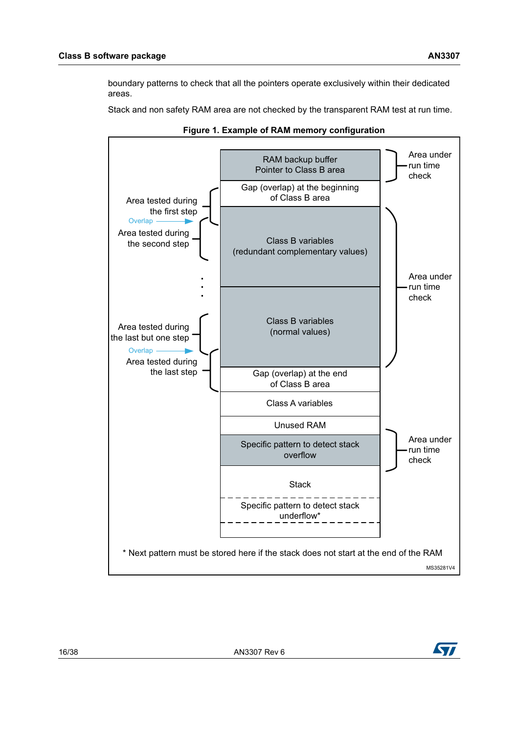boundary patterns to check that all the pointers operate exclusively within their dedicated areas.

Stack and non safety RAM area are not checked by the transparent RAM test at run time.

**Figure 1. Example of RAM memory configuration**

| RAM memory layout | Run time check |
| --- | --- |
| RAM backup buffer<br>Pointer to Class B area | Area under run time check |
| Gap (overlap) at the beginning of Class B area | |
| Class B variables (redundant complementary values) | Area under run time check |
| Class B variables (normal values) | Area under run time check |
| Gap (overlap) at the end of Class B area | |
| Class A variables | |
| Unused RAM | |
| Specific pattern to detect stack overflow | Area under run time check |
| Stack | |
| Specific pattern to detect stack underflow* | |

Area tested during the first step
Overlap
Area tested during the second step
. . .
Area tested during the last but one step
Overlap
Area tested during the last step

\* Next pattern must be stored here if the stack does not start at the end of the RAM

MS35281V4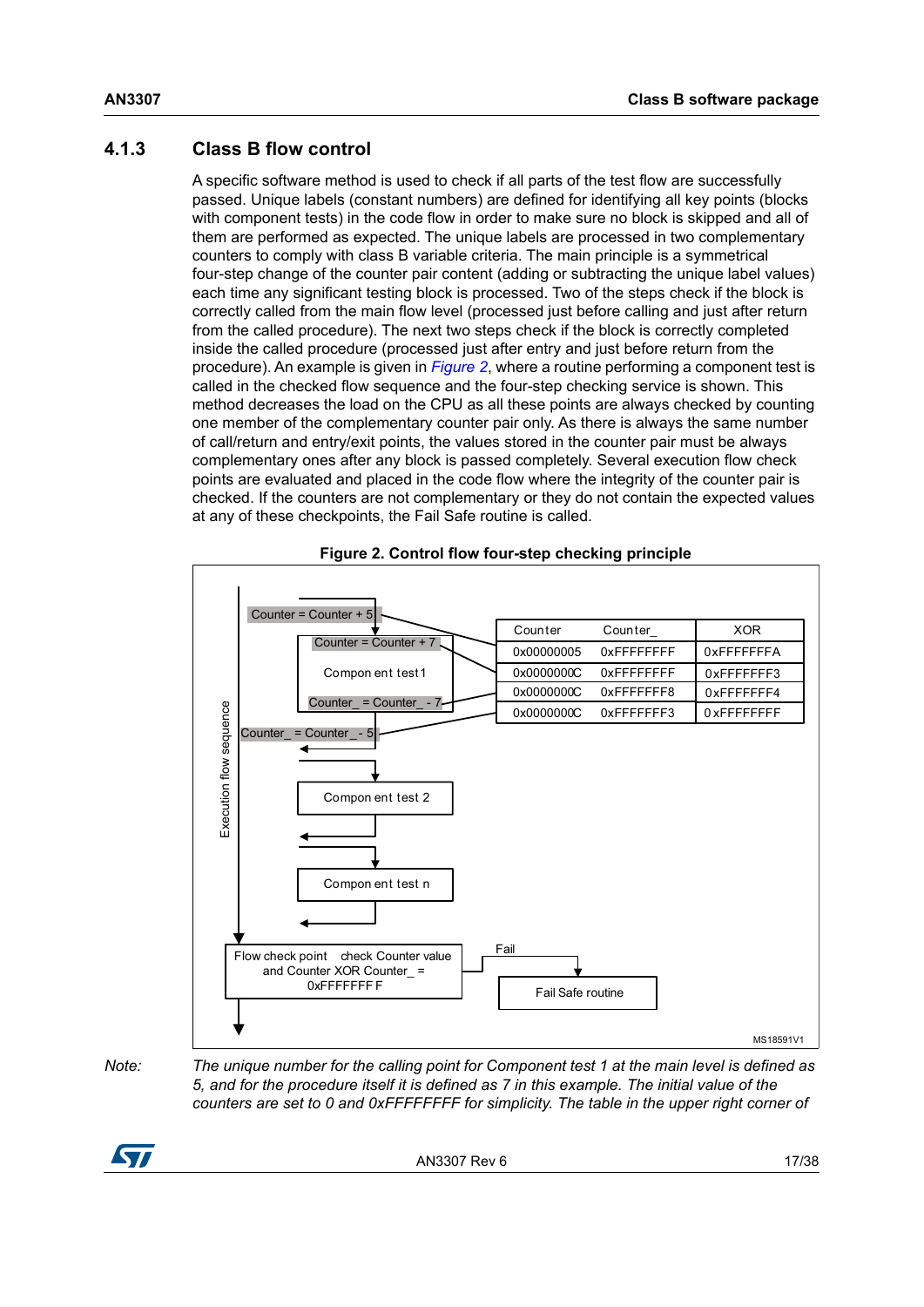### 4.1.3 Class B flow control

A specific software method is used to check if all parts of the test flow are successfully passed. Unique labels (constant numbers) are defined for identifying all key points (blocks with component tests) in the code flow in order to make sure no block is skipped and all of them are performed as expected. The unique labels are processed in two complementary counters to comply with class B variable criteria. The main principle is a symmetrical four-step change of the counter pair content (adding or subtracting the unique label values) each time any significant testing block is processed. Two of the steps check if the block is correctly called from the main flow level (processed just before calling and just after return from the called procedure). The next two steps check if the block is correctly completed inside the called procedure (processed just after entry and just before return from the procedure). An example is given in *Figure 2*, where a routine performing a component test is called in the checked flow sequence and the four-step checking service is shown. This method decreases the load on the CPU as all these points are always checked by counting one member of the complementary counter pair only. As there is always the same number of call/return and entry/exit points, the values stored in the counter pair must be always complementary ones after any block is passed completely. Several execution flow check points are evaluated and placed in the code flow where the integrity of the counter pair is checked. If the counters are not complementary or they do not contain the expected values at any of these checkpoints, the Fail Safe routine is called.

**Figure 2. Control flow four-step checking principle**

Execution flow sequence:

- Counter = Counter + 5
  - Counter = Counter + 7
  - Component test1
  - Counter_ = Counter_ - 7
- Counter_ = Counter_ - 5
- Component test 2
- Component test n
- Flow check point check Counter value and Counter XOR Counter_ = 0xFFFFFFFF → Fail → Fail Safe routine

| Counter | Counter_ | XOR |
|---|---|---|
| 0x00000005 | 0xFFFFFFFF | 0xFFFFFFFA |
| 0x0000000C | 0xFFFFFFFF | 0xFFFFFFF3 |
| 0x0000000C | 0xFFFFFFF8 | 0xFFFFFFF4 |
| 0x0000000C | 0xFFFFFFF3 | 0xFFFFFFFF |

MS18591V1

*Note: The unique number for the calling point for Component test 1 at the main level is defined as 5, and for the procedure itself it is defined as 7 in this example. The initial value of the counters are set to 0 and 0xFFFFFFFF for simplicity. The table in the upper right corner of*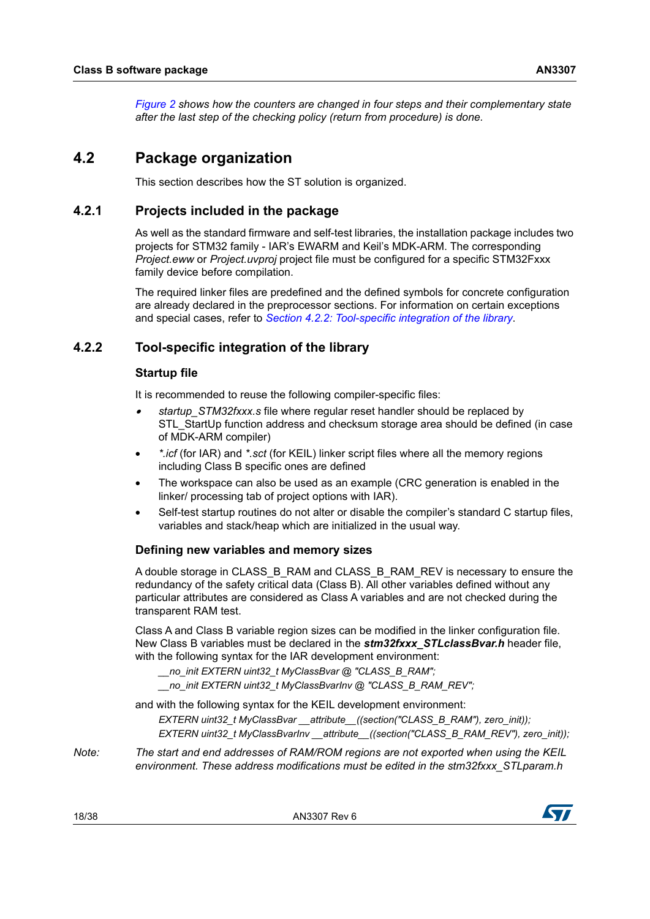*Figure 2 shows how the counters are changed in four steps and their complementary state after the last step of the checking policy (return from procedure) is done.*

## 4.2 Package organization

This section describes how the ST solution is organized.

### 4.2.1 Projects included in the package

As well as the standard firmware and self-test libraries, the installation package includes two projects for STM32 family - IAR's EWARM and Keil's MDK-ARM. The corresponding *Project.eww* or *Project.uvproj* project file must be configured for a specific STM32Fxxx family device before compilation.

The required linker files are predefined and the defined symbols for concrete configuration are already declared in the preprocessor sections. For information on certain exceptions and special cases, refer to *Section 4.2.2: Tool-specific integration of the library*.

### 4.2.2 Tool-specific integration of the library

#### Startup file

It is recommended to reuse the following compiler-specific files:

- *startup_STM32fxxx.s* file where regular reset handler should be replaced by STL_StartUp function address and checksum storage area should be defined (in case of MDK-ARM compiler)
- *\*.icf* (for IAR) and *\*.sct* (for KEIL) linker script files where all the memory regions including Class B specific ones are defined
- The workspace can also be used as an example (CRC generation is enabled in the linker/ processing tab of project options with IAR).
- Self-test startup routines do not alter or disable the compiler's standard C startup files, variables and stack/heap which are initialized in the usual way.

#### Defining new variables and memory sizes

A double storage in CLASS_B_RAM and CLASS_B_RAM_REV is necessary to ensure the redundancy of the safety critical data (Class B). All other variables defined without any particular attributes are considered as Class A variables and are not checked during the transparent RAM test.

Class A and Class B variable region sizes can be modified in the linker configuration file. New Class B variables must be declared in the ***stm32fxxx_STLclassBvar.h*** header file, with the following syntax for the IAR development environment:

```
__no_init EXTERN uint32_t MyClassBvar @ "CLASS_B_RAM";
__no_init EXTERN uint32_t MyClassBvarInv @ "CLASS_B_RAM_REV";
```

and with the following syntax for the KEIL development environment:

```
EXTERN uint32_t MyClassBvar __attribute__((section("CLASS_B_RAM"), zero_init));
EXTERN uint32_t MyClassBvarInv __attribute__((section("CLASS_B_RAM_REV"), zero_init));
```

*Note: The start and end addresses of RAM/ROM regions are not exported when using the KEIL environment. These address modifications must be edited in the stm32fxxx_STLparam.h*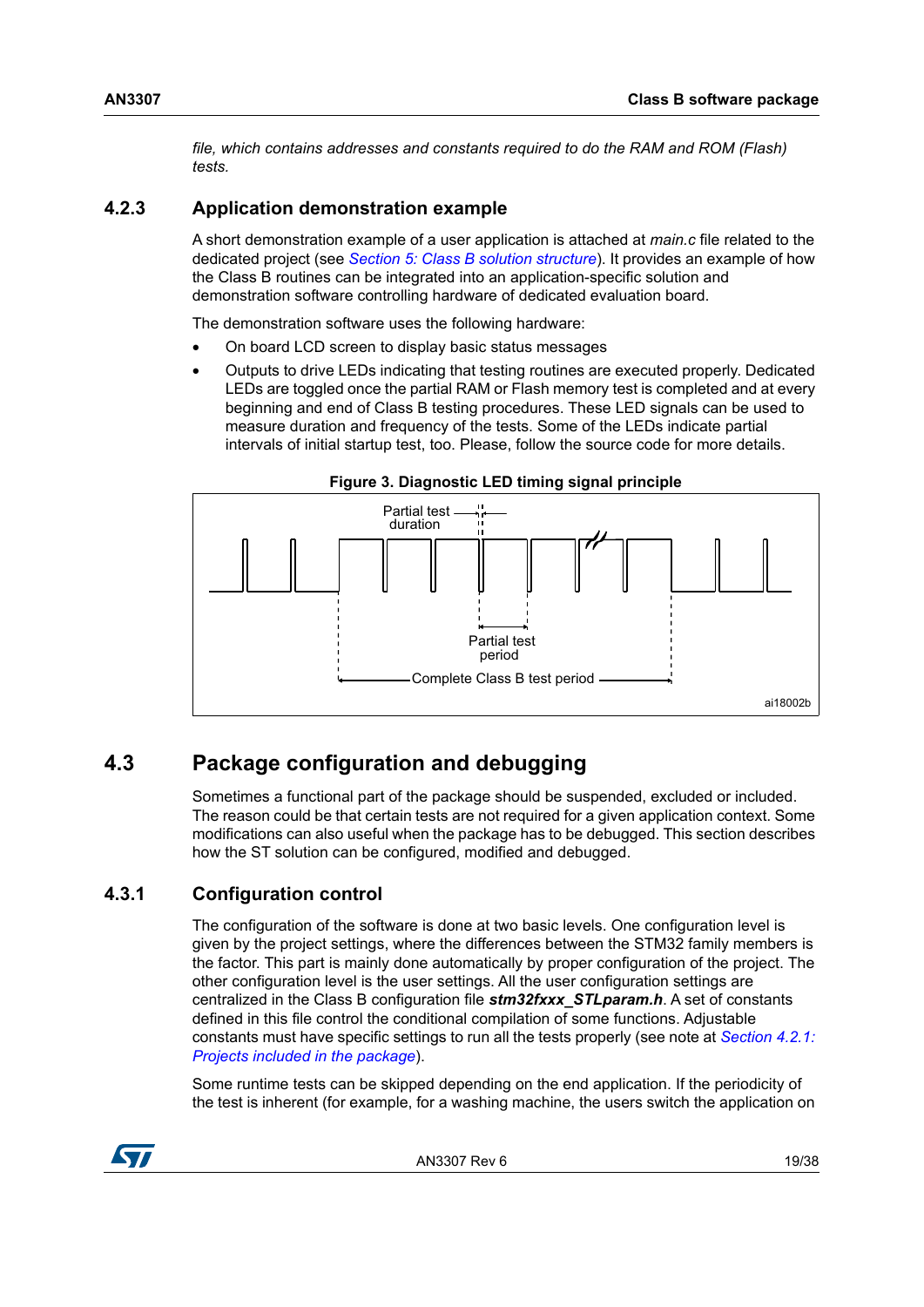*file, which contains addresses and constants required to do the RAM and ROM (Flash) tests.*

### 4.2.3 Application demonstration example

A short demonstration example of a user application is attached at *main.c* file related to the dedicated project (see *Section 5: Class B solution structure*). It provides an example of how the Class B routines can be integrated into an application-specific solution and demonstration software controlling hardware of dedicated evaluation board.

The demonstration software uses the following hardware:

- On board LCD screen to display basic status messages
- Outputs to drive LEDs indicating that testing routines are executed properly. Dedicated LEDs are toggled once the partial RAM or Flash memory test is completed and at every beginning and end of Class B testing procedures. These LED signals can be used to measure duration and frequency of the tests. Some of the LEDs indicate partial intervals of initial startup test, too. Please, follow the source code for more details.

**Figure 3. Diagnostic LED timing signal principle**

Partial test duration

Partial test period

Complete Class B test period

ai18002b

## 4.3 Package configuration and debugging

Sometimes a functional part of the package should be suspended, excluded or included. The reason could be that certain tests are not required for a given application context. Some modifications can also useful when the package has to be debugged. This section describes how the ST solution can be configured, modified and debugged.

### 4.3.1 Configuration control

The configuration of the software is done at two basic levels. One configuration level is given by the project settings, where the differences between the STM32 family members is the factor. This part is mainly done automatically by proper configuration of the project. The other configuration level is the user settings. All the user configuration settings are centralized in the Class B configuration file ***stm32fxxx_STLparam.h***. A set of constants defined in this file control the conditional compilation of some functions. Adjustable constants must have specific settings to run all the tests properly (see note at *Section 4.2.1: Projects included in the package*).

Some runtime tests can be skipped depending on the end application. If the periodicity of the test is inherent (for example, for a washing machine, the users switch the application on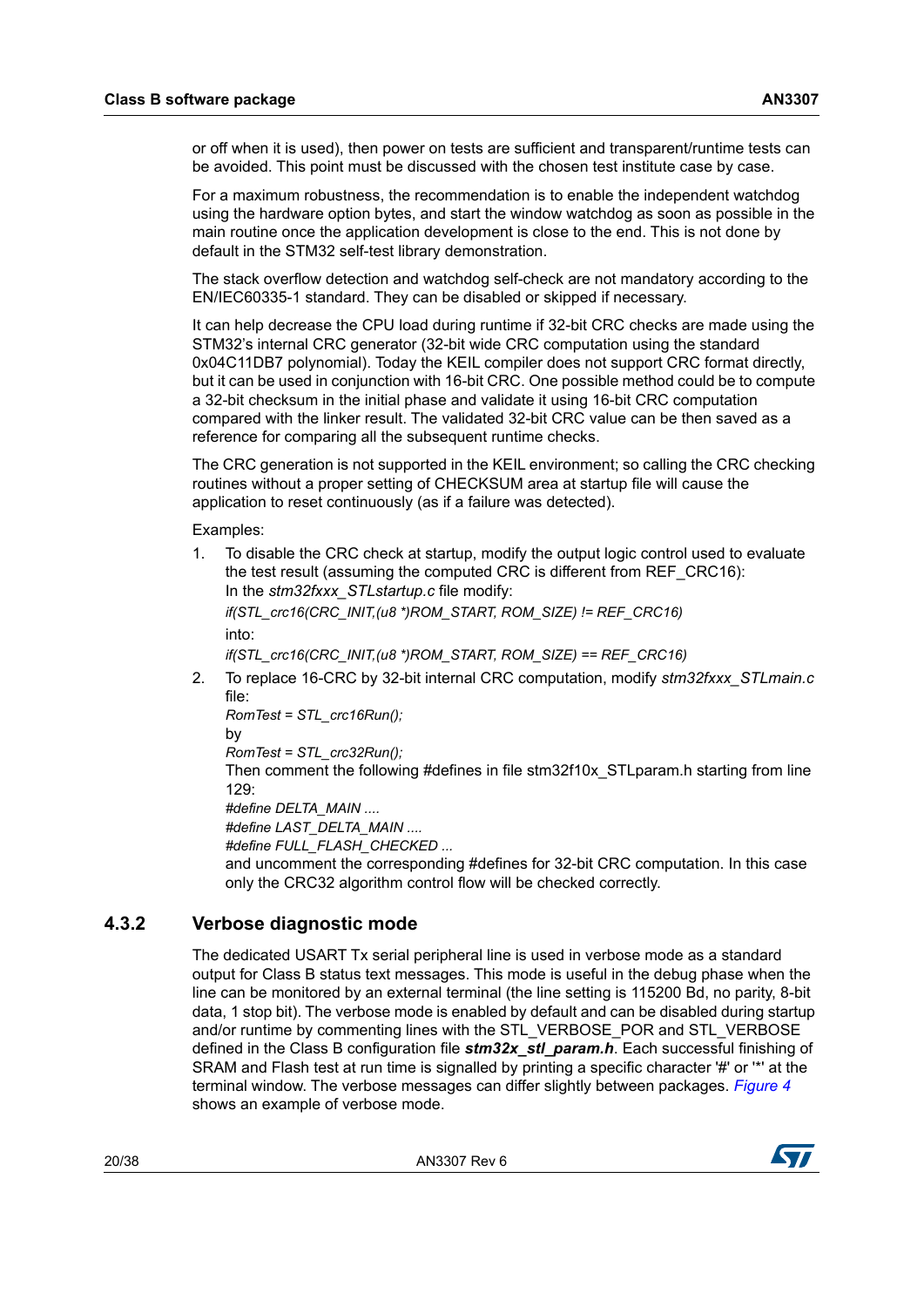or off when it is used), then power on tests are sufficient and transparent/runtime tests can be avoided. This point must be discussed with the chosen test institute case by case.

For a maximum robustness, the recommendation is to enable the independent watchdog using the hardware option bytes, and start the window watchdog as soon as possible in the main routine once the application development is close to the end. This is not done by default in the STM32 self-test library demonstration.

The stack overflow detection and watchdog self-check are not mandatory according to the EN/IEC60335-1 standard. They can be disabled or skipped if necessary.

It can help decrease the CPU load during runtime if 32-bit CRC checks are made using the STM32's internal CRC generator (32-bit wide CRC computation using the standard 0x04C11DB7 polynomial). Today the KEIL compiler does not support CRC format directly, but it can be used in conjunction with 16-bit CRC. One possible method could be to compute a 32-bit checksum in the initial phase and validate it using 16-bit CRC computation compared with the linker result. The validated 32-bit CRC value can be then saved as a reference for comparing all the subsequent runtime checks.

The CRC generation is not supported in the KEIL environment; so calling the CRC checking routines without a proper setting of CHECKSUM area at startup file will cause the application to reset continuously (as if a failure was detected).

Examples:

1. To disable the CRC check at startup, modify the output logic control used to evaluate the test result (assuming the computed CRC is different from REF_CRC16):
   In the *stm32fxxx_STLstartup.c* file modify:
   *if(STL_crc16(CRC_INIT,(u8 *)ROM_START, ROM_SIZE) != REF_CRC16)*
   into:
   *if(STL_crc16(CRC_INIT,(u8 *)ROM_START, ROM_SIZE) == REF_CRC16)*
2. To replace 16-CRC by 32-bit internal CRC computation, modify *stm32fxxx_STLmain.c* file:
   *RomTest = STL_crc16Run();*
   by
   *RomTest = STL_crc32Run();*
   Then comment the following #defines in file stm32f10x_STLparam.h starting from line 129:
   *#define DELTA_MAIN ....*
   *#define LAST_DELTA_MAIN ....*
   *#define FULL_FLASH_CHECKED ...*
   and uncomment the corresponding #defines for 32-bit CRC computation. In this case only the CRC32 algorithm control flow will be checked correctly.

### 4.3.2 Verbose diagnostic mode

The dedicated USART Tx serial peripheral line is used in verbose mode as a standard output for Class B status text messages. This mode is useful in the debug phase when the line can be monitored by an external terminal (the line setting is 115200 Bd, no parity, 8-bit data, 1 stop bit). The verbose mode is enabled by default and can be disabled during startup and/or runtime by commenting lines with the STL_VERBOSE_POR and STL_VERBOSE defined in the Class B configuration file ***stm32x_stl_param.h***. Each successful finishing of SRAM and Flash test at run time is signalled by printing a specific character '#' or '*' at the terminal window. The verbose messages can differ slightly between packages. *Figure 4* shows an example of verbose mode.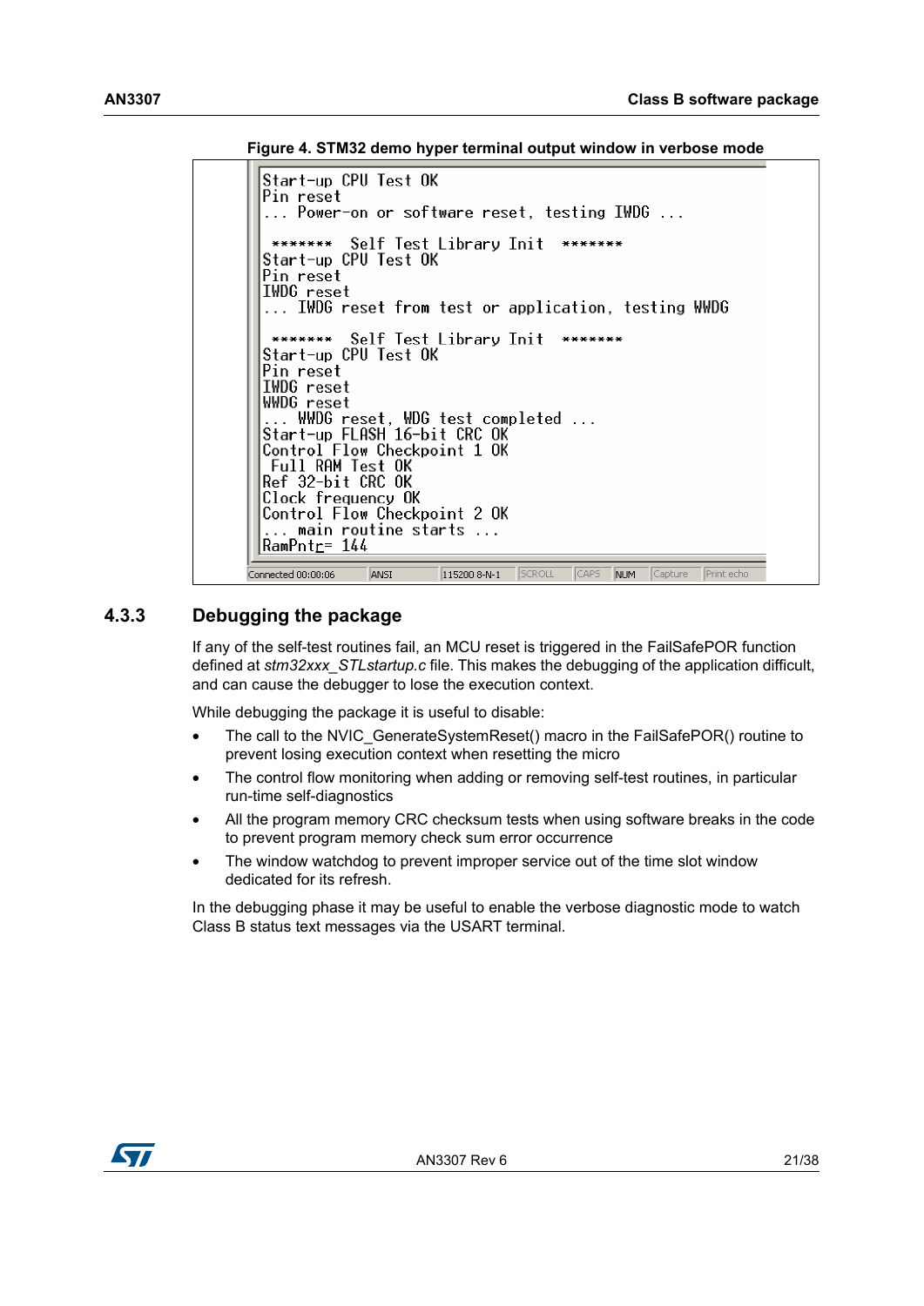**Figure 4. STM32 demo hyper terminal output window in verbose mode**

```
Start-up CPU Test OK
Pin reset
... Power-on or software reset, testing IWDG ...

 *******  Self Test Library Init  *******
Start-up CPU Test OK
Pin reset
IWDG reset
... IWDG reset from test or application, testing WWDG

 *******  Self Test Library Init  *******
Start-up CPU Test OK
Pin reset
IWDG reset
WWDG reset
... WWDG reset, WDG test completed ...
Start-up FLASH 16-bit CRC OK
Control Flow Checkpoint 1 OK
 Full RAM Test OK
Ref 32-bit CRC OK
Clock frequency OK
Control Flow Checkpoint 2 OK
... main routine starts ...
RamPntr= 144
```

Connected 00:00:06 | ANSI | 115200 8-N-1 | SCROLL | CAPS | NUM | Capture | Print echo

### 4.3.3 Debugging the package

If any of the self-test routines fail, an MCU reset is triggered in the FailSafePOR function defined at *stm32xxx_STLstartup.c* file. This makes the debugging of the application difficult, and can cause the debugger to lose the execution context.

While debugging the package it is useful to disable:

- The call to the NVIC_GenerateSystemReset() macro in the FailSafePOR() routine to prevent losing execution context when resetting the micro
- The control flow monitoring when adding or removing self-test routines, in particular run-time self-diagnostics
- All the program memory CRC checksum tests when using software breaks in the code to prevent program memory check sum error occurrence
- The window watchdog to prevent improper service out of the time slot window dedicated for its refresh.

In the debugging phase it may be useful to enable the verbose diagnostic mode to watch Class B status text messages via the USART terminal.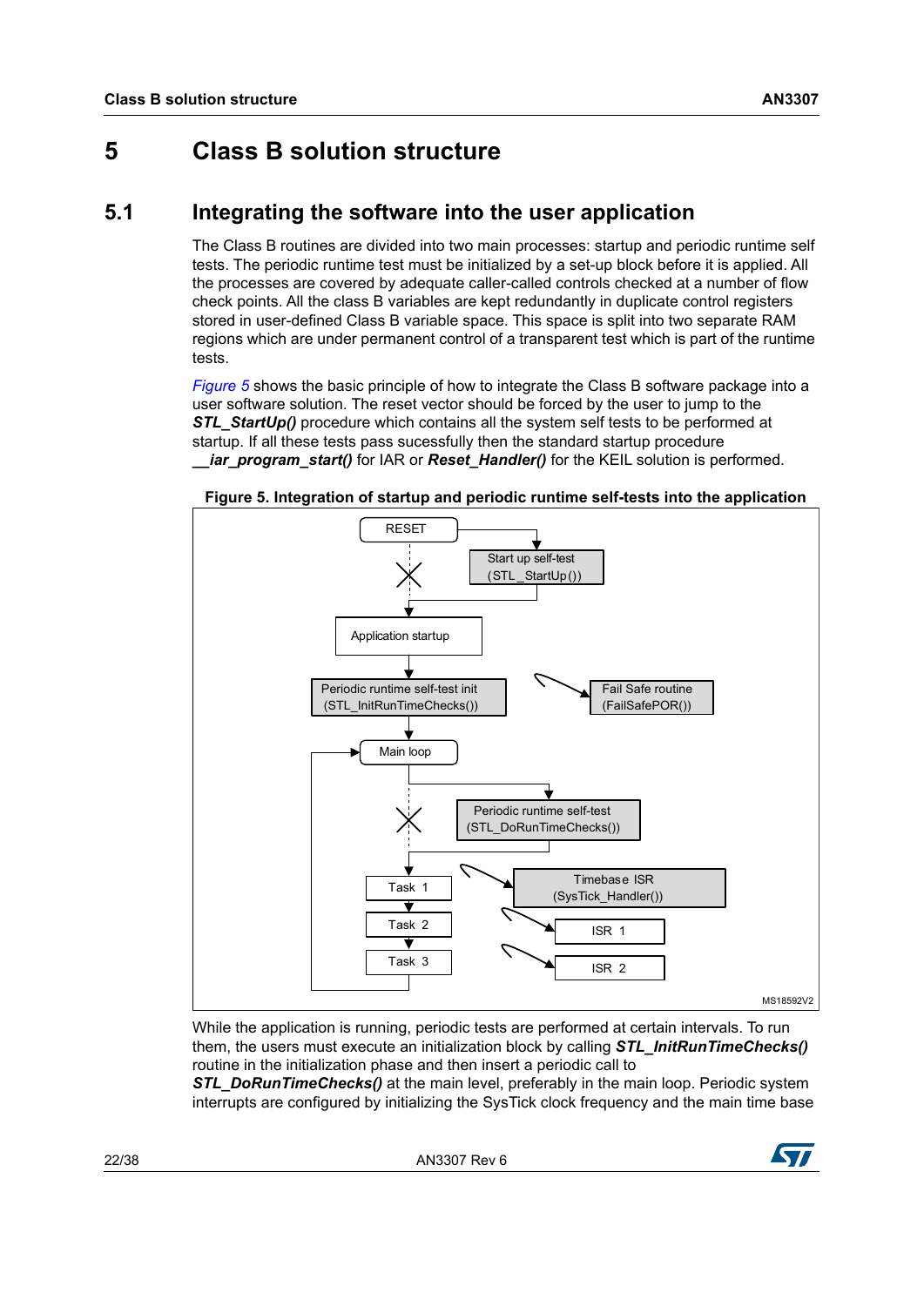# 5 Class B solution structure

## 5.1 Integrating the software into the user application

The Class B routines are divided into two main processes: startup and periodic runtime self tests. The periodic runtime test must be initialized by a set-up block before it is applied. All the processes are covered by adequate caller-called controls checked at a number of flow check points. All the class B variables are kept redundantly in duplicate control registers stored in user-defined Class B variable space. This space is split into two separate RAM regions which are under permanent control of a transparent test which is part of the runtime tests.

*Figure 5* shows the basic principle of how to integrate the Class B software package into a user software solution. The reset vector should be forced by the user to jump to the ***STL_StartUp()*** procedure which contains all the system self tests to be performed at startup. If all these tests pass sucessfully then the standard startup procedure ***__iar_program_start()*** for IAR or ***Reset_Handler()*** for the KEIL solution is performed.

**Figure 5. Integration of startup and periodic runtime self-tests into the application**

RESET
Start up self-test (STL_StartUp())
Application startup
Periodic runtime self-test init (STL_InitRunTimeChecks())
Fail Safe routine (FailSafePOR())
Main loop
Periodic runtime self-test (STL_DoRunTimeChecks())
Task 1
Task 2
Task 3
Timebase ISR (SysTick_Handler())
ISR 1
ISR 2

MS18592V2

While the application is running, periodic tests are performed at certain intervals. To run them, the users must execute an initialization block by calling ***STL_InitRunTimeChecks()*** routine in the initialization phase and then insert a periodic call to ***STL_DoRunTimeChecks()*** at the main level, preferably in the main loop. Periodic system interrupts are configured by initializing the SysTick clock frequency and the main time base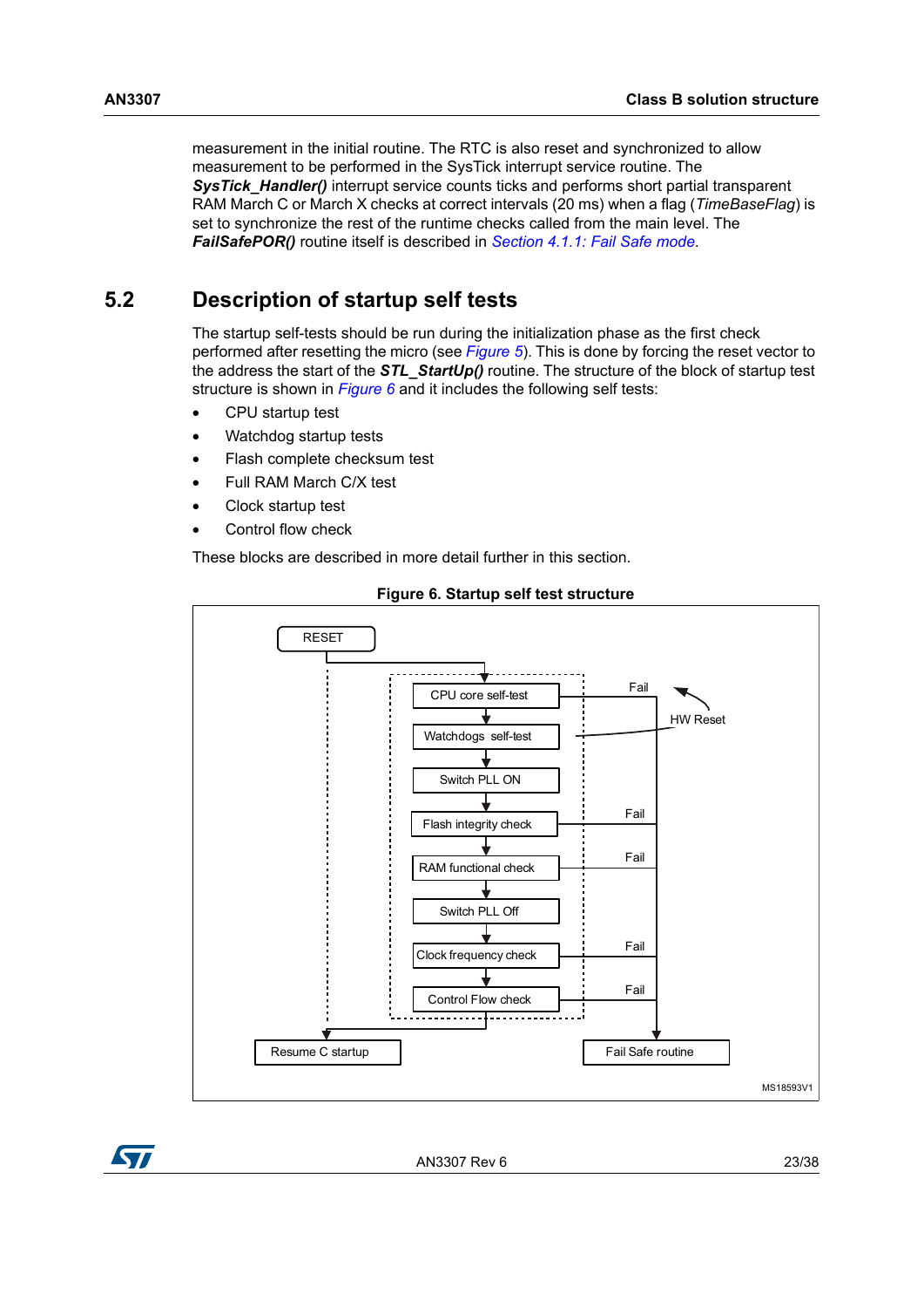measurement in the initial routine. The RTC is also reset and synchronized to allow measurement to be performed in the SysTick interrupt service routine. The ***SysTick_Handler()*** interrupt service counts ticks and performs short partial transparent RAM March C or March X checks at correct intervals (20 ms) when a flag (*TimeBaseFlag*) is set to synchronize the rest of the runtime checks called from the main level. The ***FailSafePOR()*** routine itself is described in *Section 4.1.1: Fail Safe mode*.

## 5.2 Description of startup self tests

The startup self-tests should be run during the initialization phase as the first check performed after resetting the micro (see *Figure 5*). This is done by forcing the reset vector to the address the start of the ***STL_StartUp()*** routine. The structure of the block of startup test structure is shown in *Figure 6* and it includes the following self tests:

- CPU startup test
- Watchdog startup tests
- Flash complete checksum test
- Full RAM March C/X test
- Clock startup test
- Control flow check

These blocks are described in more detail further in this section.

**Figure 6. Startup self test structure**

RESET → CPU core self-test → Watchdogs self-test → Switch PLL ON → Flash integrity check → RAM functional check → Switch PLL Off → Clock frequency check → Control Flow check → Resume C startup

Fail (CPU core self-test, Flash integrity check, RAM functional check, Clock frequency check, Control Flow check) → Fail Safe routine

HW Reset

MS18593V1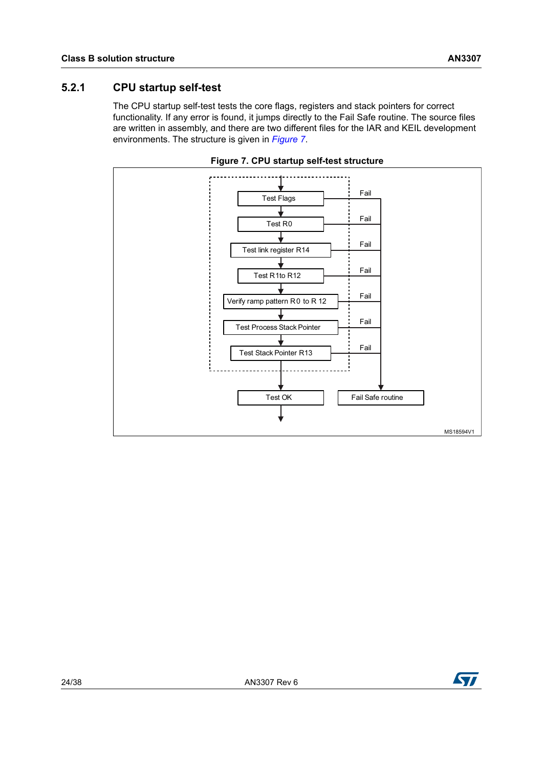### 5.2.1 CPU startup self-test

The CPU startup self-test tests the core flags, registers and stack pointers for correct functionality. If any error is found, it jumps directly to the Fail Safe routine. The source files are written in assembly, and there are two different files for the IAR and KEIL development environments. The structure is given in *Figure 7*.

**Figure 7. CPU startup self-test structure**

Test Flags → Fail
Test R0 → Fail
Test link register R14 → Fail
Test R1to R12 → Fail
Verify ramp pattern R0 to R 12 → Fail
Test Process Stack Pointer → Fail
Test Stack Pointer R13 → Fail

Test OK

Fail Safe routine

MS18594V1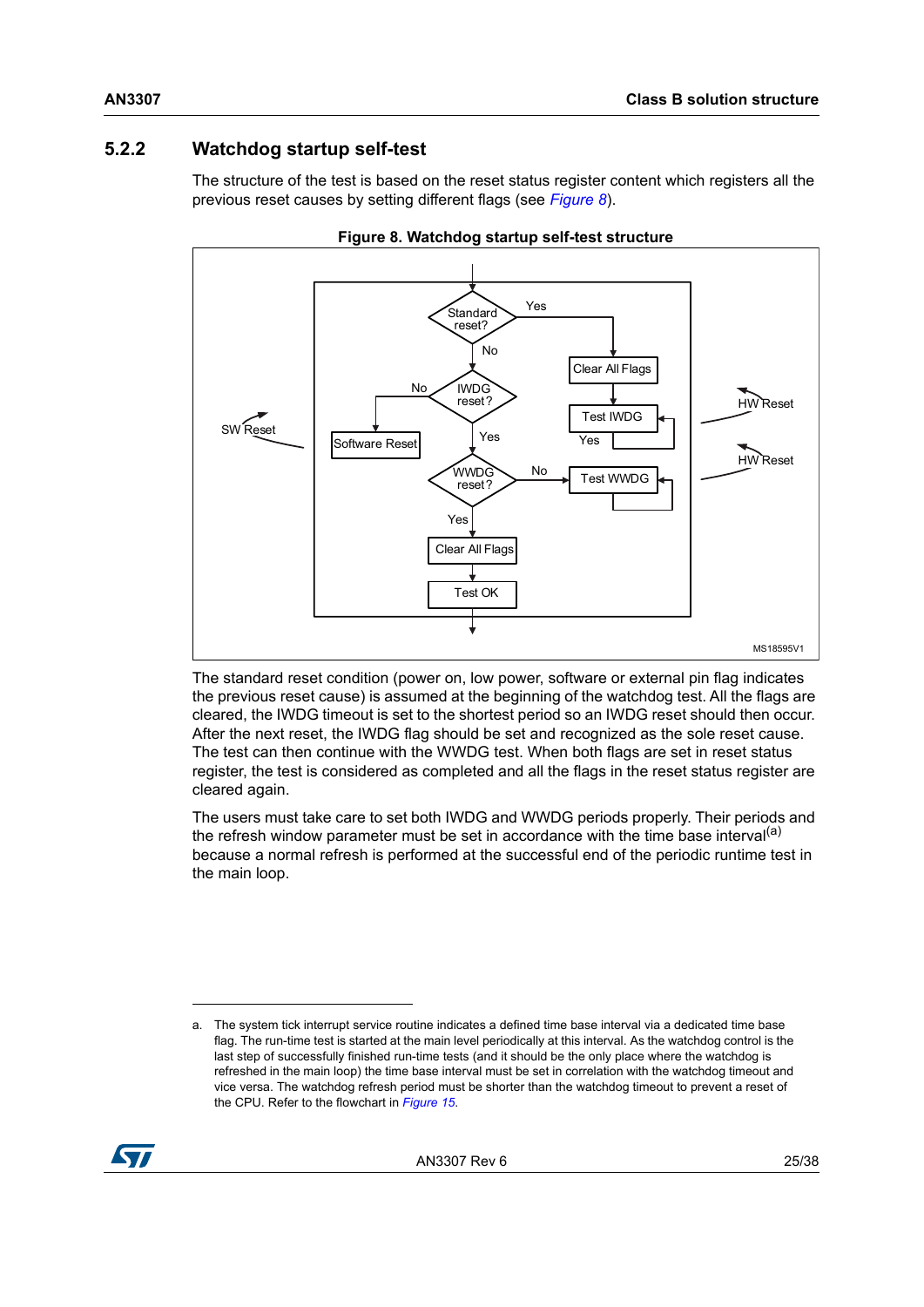### 5.2.2 Watchdog startup self-test

The structure of the test is based on the reset status register content which registers all the previous reset causes by setting different flags (see *Figure 8*).

**Figure 8. Watchdog startup self-test structure**

The standard reset condition (power on, low power, software or external pin flag indicates the previous reset cause) is assumed at the beginning of the watchdog test. All the flags are cleared, the IWDG timeout is set to the shortest period so an IWDG reset should then occur. After the next reset, the IWDG flag should be set and recognized as the sole reset cause. The test can then continue with the WWDG test. When both flags are set in reset status register, the test is considered as completed and all the flags in the reset status register are cleared again.

The users must take care to set both IWDG and WWDG periods properly. Their periods and the refresh window parameter must be set in accordance with the time base interval[a] because a normal refresh is performed at the successful end of the periodic runtime test in the main loop.

---

a. The system tick interrupt service routine indicates a defined time base interval via a dedicated time base flag. The run-time test is started at the main level periodically at this interval. As the watchdog control is the last step of successfully finished run-time tests (and it should be the only place where the watchdog is refreshed in the main loop) the time base interval must be set in correlation with the watchdog timeout and vice versa. The watchdog refresh period must be shorter than the watchdog timeout to prevent a reset of the CPU. Refer to the flowchart in *Figure 15*.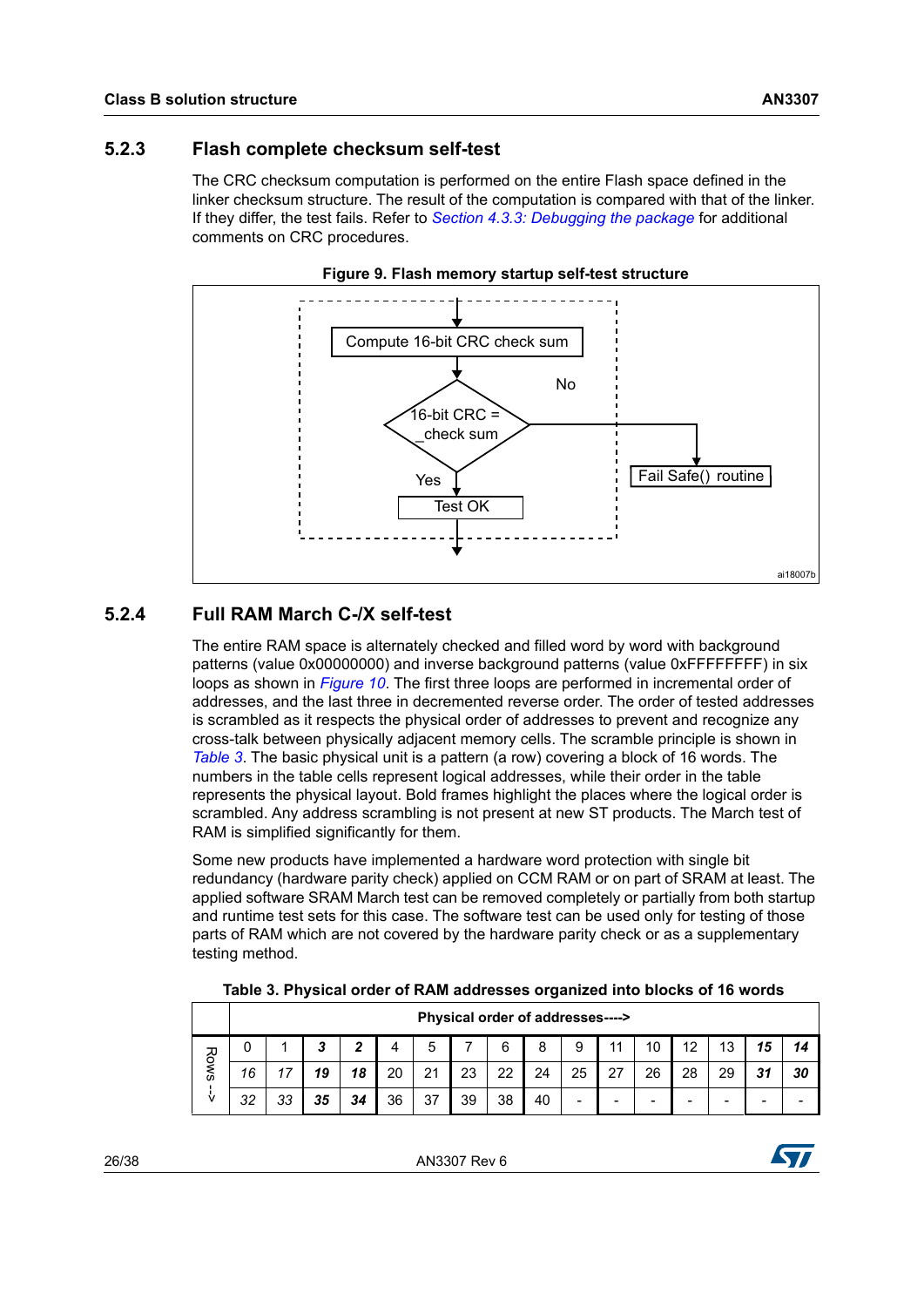### 5.2.3 Flash complete checksum self-test

The CRC checksum computation is performed on the entire Flash space defined in the linker checksum structure. The result of the computation is compared with that of the linker. If they differ, the test fails. Refer to *Section 4.3.3: Debugging the package* for additional comments on CRC procedures.

**Figure 9. Flash memory startup self-test structure**

Compute 16-bit CRC check sum

16-bit CRC = check sum

No

Yes

Test OK

Fail Safe() routine

ai18007b

### 5.2.4 Full RAM March C-/X self-test

The entire RAM space is alternately checked and filled word by word with background patterns (value 0x00000000) and inverse background patterns (value 0xFFFFFFFF) in six loops as shown in *Figure 10*. The first three loops are performed in incremental order of addresses, and the last three in decremented reverse order. The order of tested addresses is scrambled as it respects the physical order of addresses to prevent and recognize any cross-talk between physically adjacent memory cells. The scramble principle is shown in *Table 3*. The basic physical unit is a pattern (a row) covering a block of 16 words. The numbers in the table cells represent logical addresses, while their order in the table represents the physical layout. Bold frames highlight the places where the logical order is scrambled. Any address scrambling is not present at new ST products. The March test of RAM is simplified significantly for them.

Some new products have implemented a hardware word protection with single bit redundancy (hardware parity check) applied on CCM RAM or on part of SRAM at least. The applied software SRAM March test can be removed completely or partially from both startup and runtime test sets for this case. The software test can be used only for testing of those parts of RAM which are not covered by the hardware parity check or as a supplementary testing method.

**Table 3. Physical order of RAM addresses organized into blocks of 16 words**

| | Physical order of addresses----> | | | | | | | | | | | | | | | |
|---|---|---|---|---|---|---|---|---|---|---|---|---|---|---|---|---|
| Rows --> | 0 | 1 | **3** | **2** | 4 | 5 | 7 | 6 | 8 | 9 | 11 | 10 | 12 | 13 | **15** | **14** |
| | 16 | 17 | **19** | **18** | 20 | 21 | 23 | 22 | 24 | 25 | 27 | 26 | 28 | 29 | **31** | **30** |
| | 32 | 33 | **35** | **34** | 36 | 37 | 39 | 38 | 40 | - | - | - | - | - | - | - |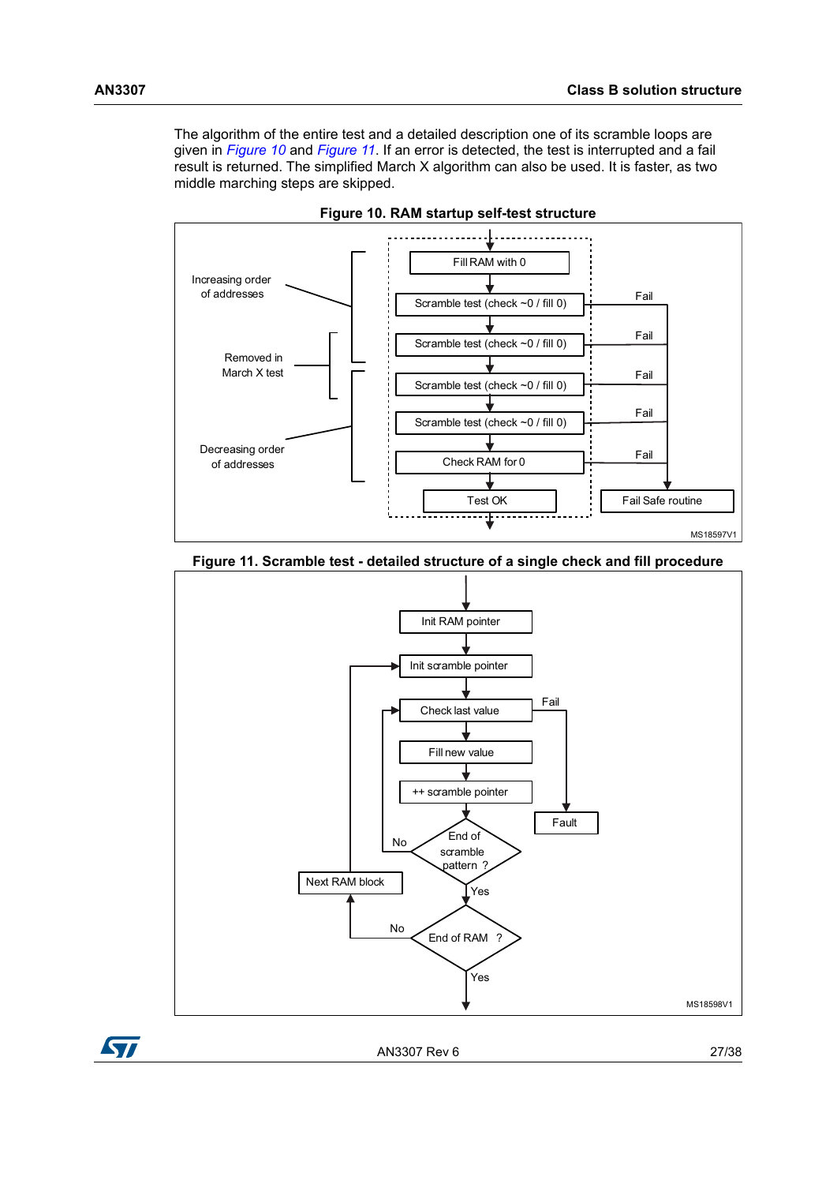The algorithm of the entire test and a detailed description one of its scramble loops are given in *Figure 10* and *Figure 11*. If an error is detected, the test is interrupted and a fail result is returned. The simplified March X algorithm can also be used. It is faster, as two middle marching steps are skipped.

**Figure 10. RAM startup self-test structure**

Increasing order of addresses

Removed in March X test

Decreasing order of addresses

Fill RAM with 0

Scramble test (check ~0 / fill 0)

Scramble test (check ~0 / fill 0)

Scramble test (check ~0 / fill 0)

Scramble test (check ~0 / fill 0)

Check RAM for 0

Test OK

Fail

Fail Safe routine

MS18597V1

**Figure 11. Scramble test - detailed structure of a single check and fill procedure**

Init RAM pointer

Init scramble pointer

Check last value

Fail

Fill new value

++ scramble pointer

Fault

End of scramble pattern ?

No

Yes

Next RAM block

End of RAM ?

No

Yes

MS18598V1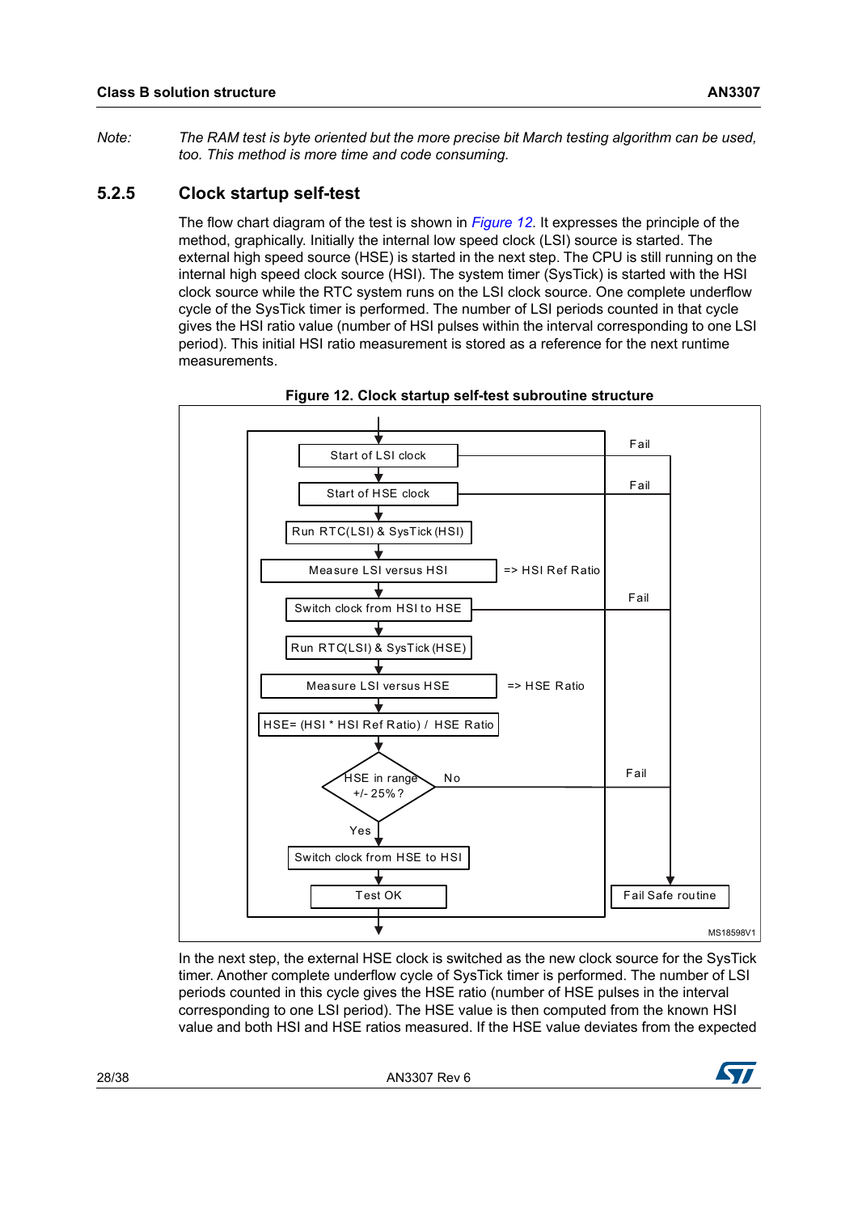*Note: The RAM test is byte oriented but the more precise bit March testing algorithm can be used, too. This method is more time and code consuming.*

### 5.2.5 Clock startup self-test

The flow chart diagram of the test is shown in *Figure 12*. It expresses the principle of the method, graphically. Initially the internal low speed clock (LSI) source is started. The external high speed source (HSE) is started in the next step. The CPU is still running on the internal high speed clock source (HSI). The system timer (SysTick) is started with the HSI clock source while the RTC system runs on the LSI clock source. One complete underflow cycle of the SysTick timer is performed. The number of LSI periods counted in that cycle gives the HSI ratio value (number of HSI pulses within the interval corresponding to one LSI period). This initial HSI ratio measurement is stored as a reference for the next runtime measurements.

**Figure 12. Clock startup self-test subroutine structure**

In the next step, the external HSE clock is switched as the new clock source for the SysTick timer. Another complete underflow cycle of SysTick timer is performed. The number of LSI periods counted in this cycle gives the HSE ratio (number of HSE pulses in the interval corresponding to one LSI period). The HSE value is then computed from the known HSI value and both HSI and HSE ratios measured. If the HSE value deviates from the expected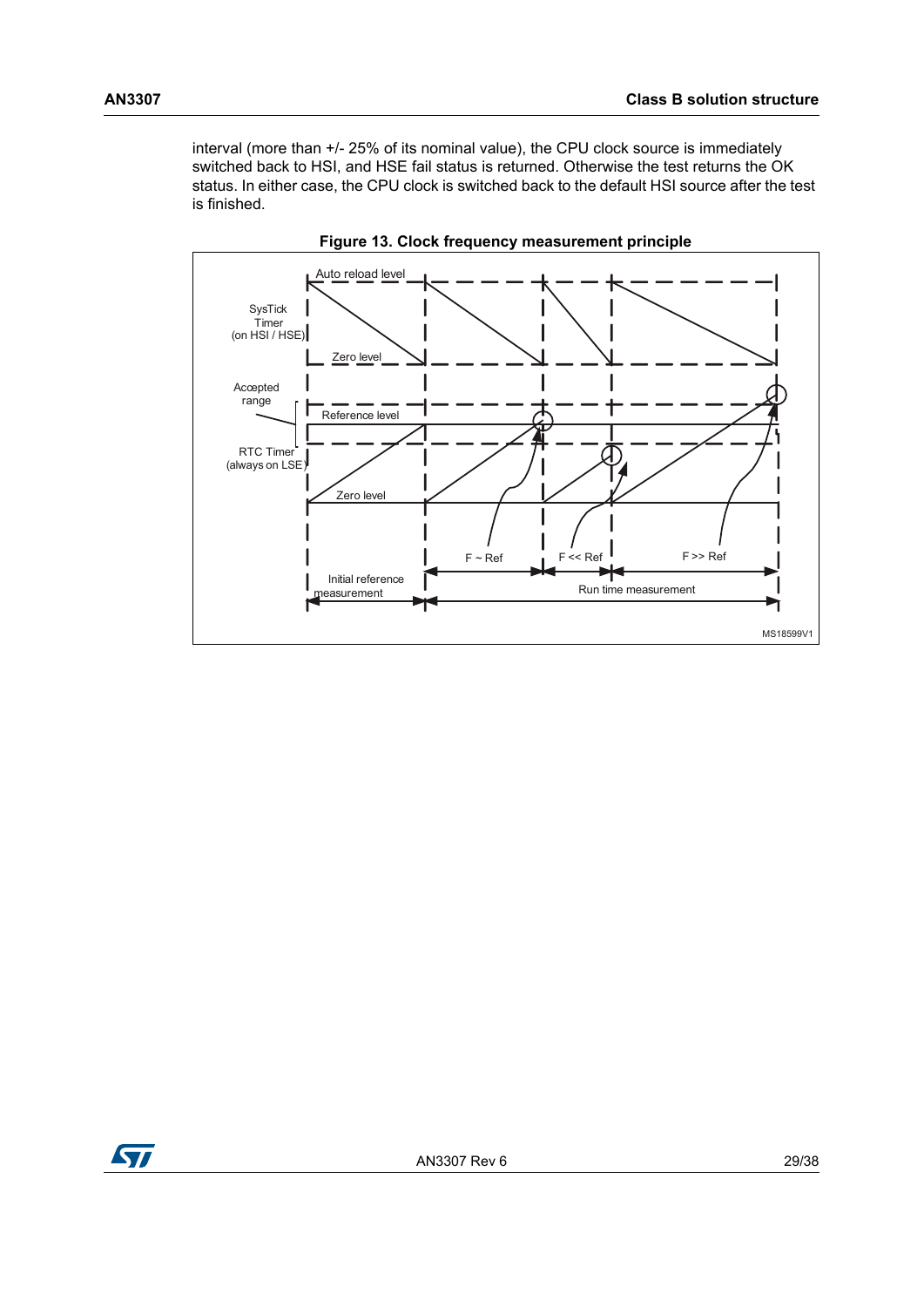interval (more than +/- 25% of its nominal value), the CPU clock source is immediately switched back to HSI, and HSE fail status is returned. Otherwise the test returns the OK status. In either case, the CPU clock is switched back to the default HSI source after the test is finished.

**Figure 13. Clock frequency measurement principle**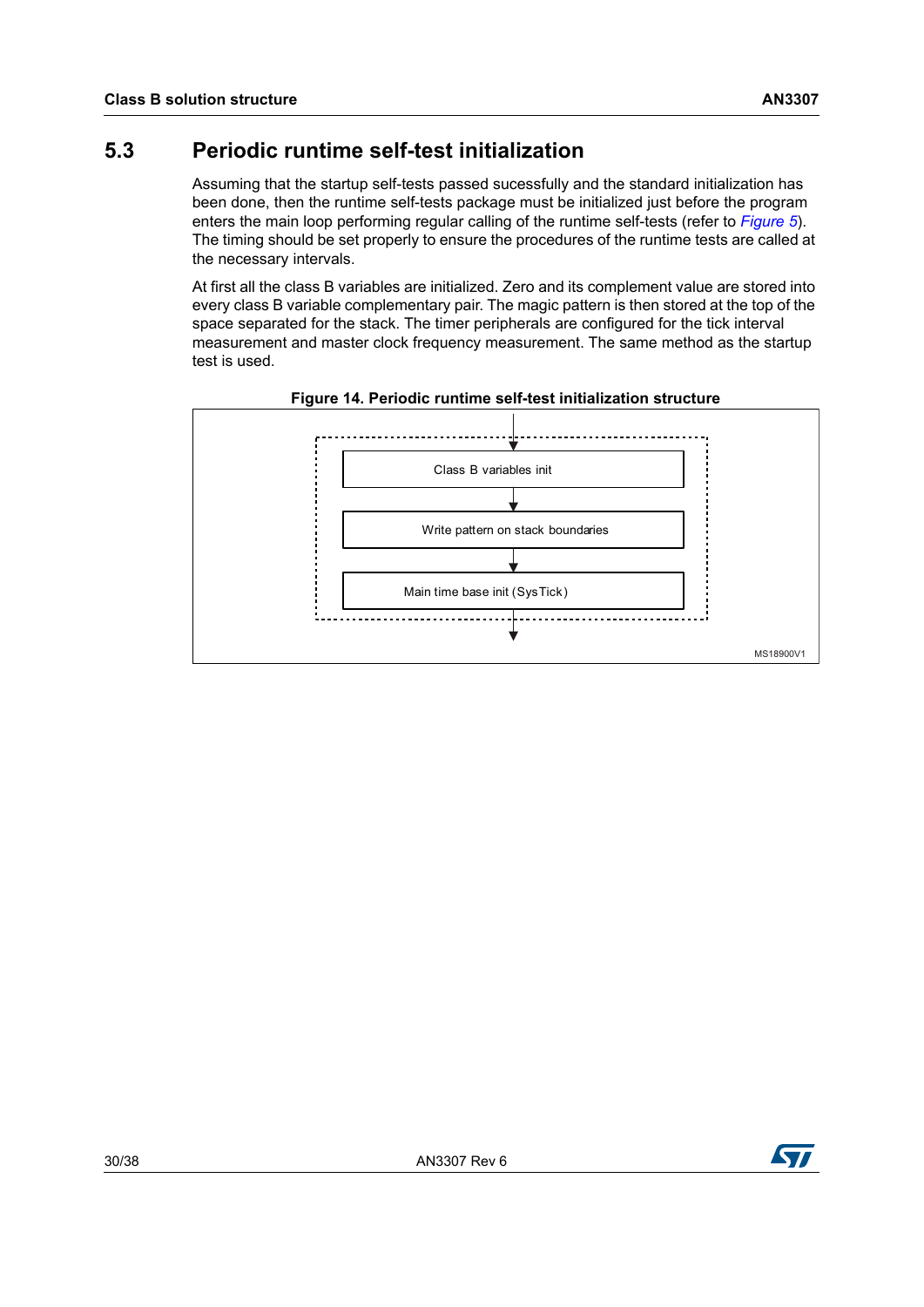## 5.3 Periodic runtime self-test initialization

Assuming that the startup self-tests passed sucessfully and the standard initialization has been done, then the runtime self-tests package must be initialized just before the program enters the main loop performing regular calling of the runtime self-tests (refer to *Figure 5*). The timing should be set properly to ensure the procedures of the runtime tests are called at the necessary intervals.

At first all the class B variables are initialized. Zero and its complement value are stored into every class B variable complementary pair. The magic pattern is then stored at the top of the space separated for the stack. The timer peripherals are configured for the tick interval measurement and master clock frequency measurement. The same method as the startup test is used.

**Figure 14. Periodic runtime self-test initialization structure**

Class B variables init

Write pattern on stack boundaries

Main time base init (SysTick)

MS18900V1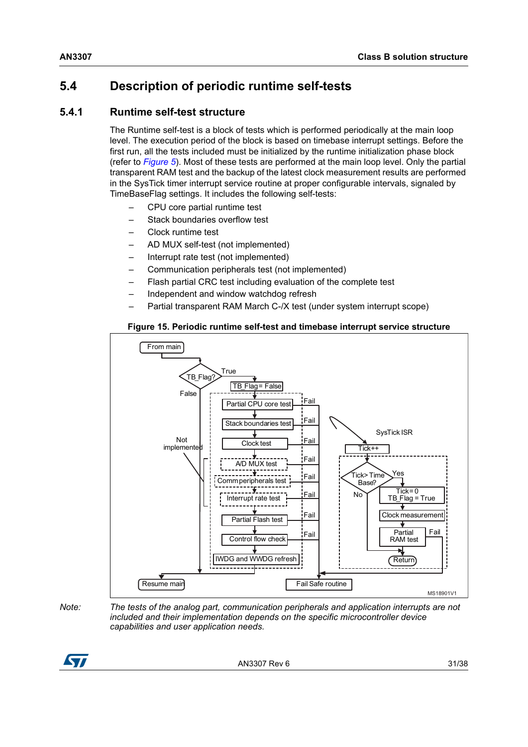## 5.4 Description of periodic runtime self-tests

### 5.4.1 Runtime self-test structure

The Runtime self-test is a block of tests which is performed periodically at the main loop level. The execution period of the block is based on timebase interrupt settings. Before the first run, all the tests included must be initialized by the runtime initialization phase block (refer to *Figure 5*). Most of these tests are performed at the main loop level. Only the partial transparent RAM test and the backup of the latest clock measurement results are performed in the SysTick timer interrupt service routine at proper configurable intervals, signaled by TimeBaseFlag settings. It includes the following self-tests:

- CPU core partial runtime test
- Stack boundaries overflow test
- Clock runtime test
- AD MUX self-test (not implemented)
- Interrupt rate test (not implemented)
- Communication peripherals test (not implemented)
- Flash partial CRC test including evaluation of the complete test
- Independent and window watchdog refresh
- Partial transparent RAM March C-/X test (under system interrupt scope)

**Figure 15. Periodic runtime self-test and timebase interrupt service structure**

*Note: The tests of the analog part, communication peripherals and application interrupts are not included and their implementation depends on the specific microcontroller device capabilities and user application needs.*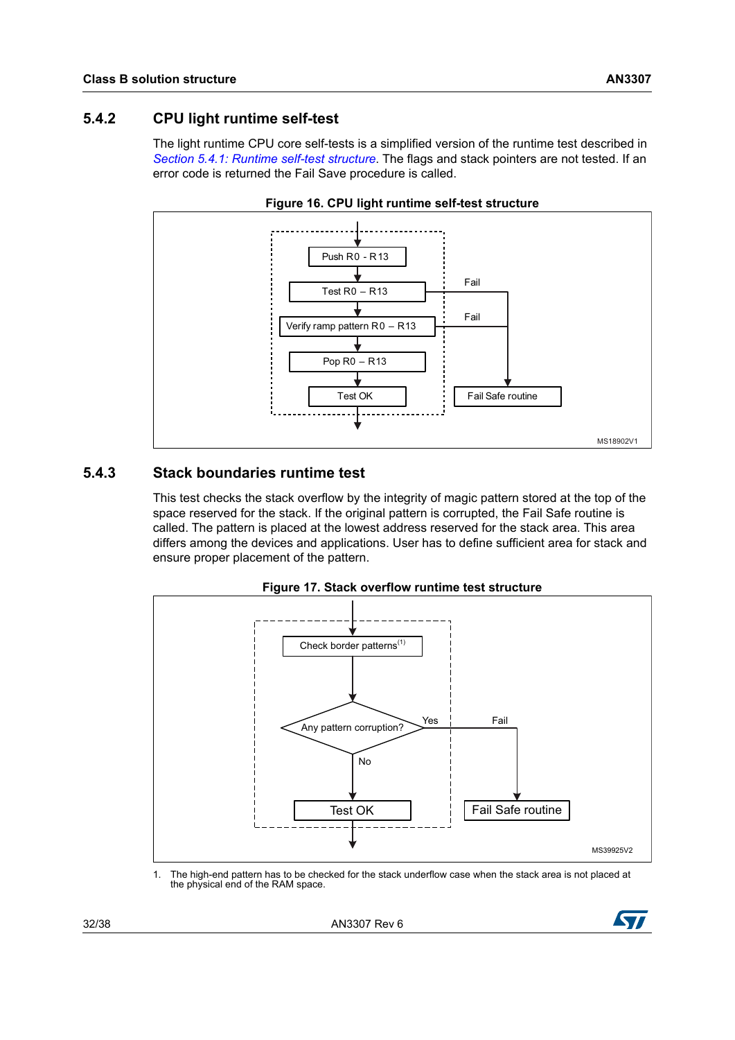### 5.4.2 CPU light runtime self-test

The light runtime CPU core self-tests is a simplified version of the runtime test described in *Section 5.4.1: Runtime self-test structure*. The flags and stack pointers are not tested. If an error code is returned the Fail Save procedure is called.

**Figure 16. CPU light runtime self-test structure**

Push R0 - R13
Test R0 – R13 (Fail)
Verify ramp pattern R0 – R13 (Fail)
Pop R0 – R13
Test OK
Fail Safe routine

MS18902V1

### 5.4.3 Stack boundaries runtime test

This test checks the stack overflow by the integrity of magic pattern stored at the top of the space reserved for the stack. If the original pattern is corrupted, the Fail Safe routine is called. The pattern is placed at the lowest address reserved for the stack area. This area differs among the devices and applications. User has to define sufficient area for stack and ensure proper placement of the pattern.

**Figure 17. Stack overflow runtime test structure**

Check border patterns(1)
Any pattern corruption? Yes → Fail → Fail Safe routine
No → Test OK

MS39925V2

1. The high-end pattern has to be checked for the stack underflow case when the stack area is not placed at the physical end of the RAM space.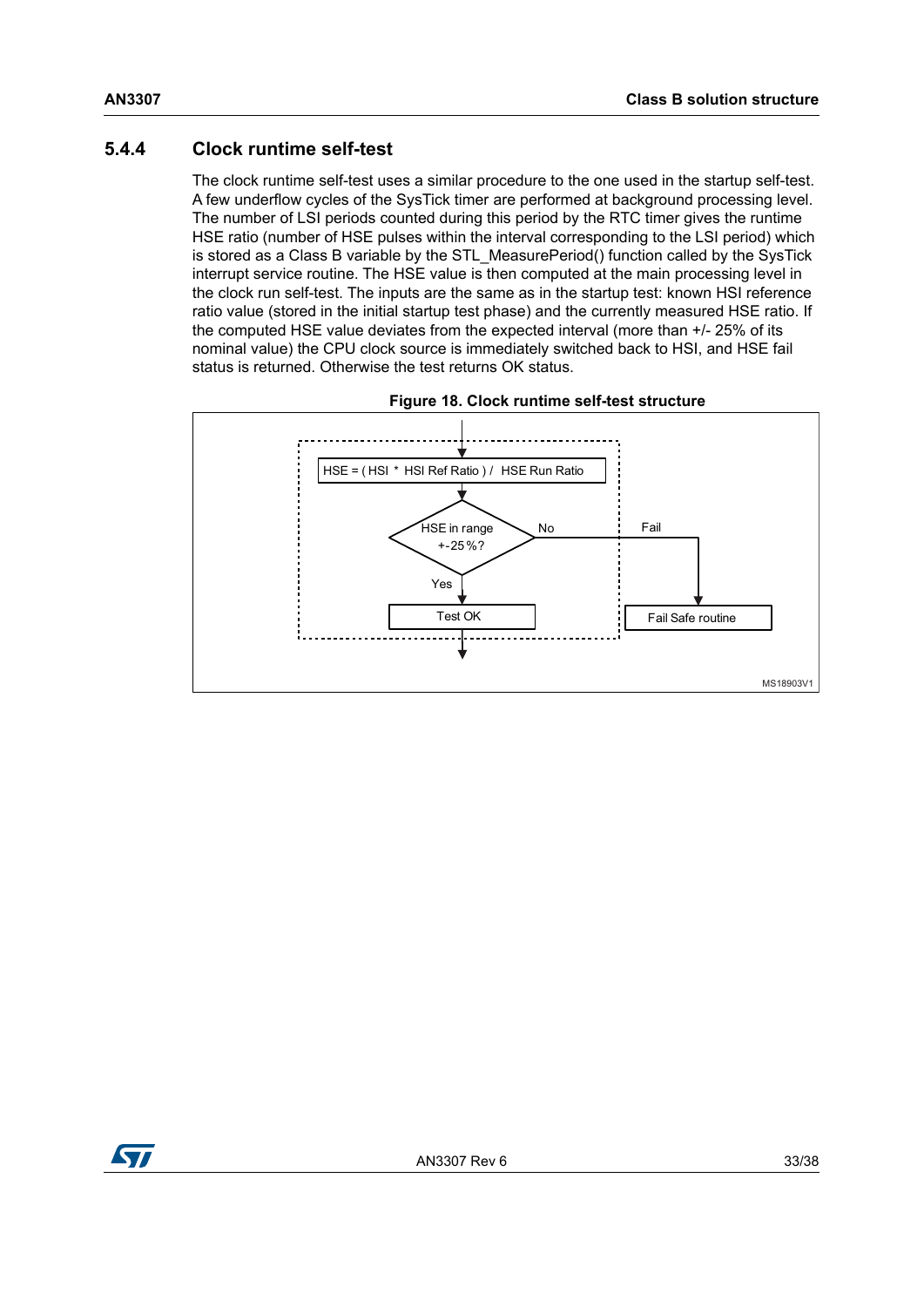### 5.4.4 Clock runtime self-test

The clock runtime self-test uses a similar procedure to the one used in the startup self-test. A few underflow cycles of the SysTick timer are performed at background processing level. The number of LSI periods counted during this period by the RTC timer gives the runtime HSE ratio (number of HSE pulses within the interval corresponding to the LSI period) which is stored as a Class B variable by the STL_MeasurePeriod() function called by the SysTick interrupt service routine. The HSE value is then computed at the main processing level in the clock run self-test. The inputs are the same as in the startup test: known HSI reference ratio value (stored in the initial startup test phase) and the currently measured HSE ratio. If the computed HSE value deviates from the expected interval (more than +/- 25% of its nominal value) the CPU clock source is immediately switched back to HSI, and HSE fail status is returned. Otherwise the test returns OK status.

**Figure 18. Clock runtime self-test structure**

HSE = ( HSI * HSI Ref Ratio ) / HSE Run Ratio

HSE in range +-25%?

No

Fail

Yes

Test OK

Fail Safe routine

MS18903V1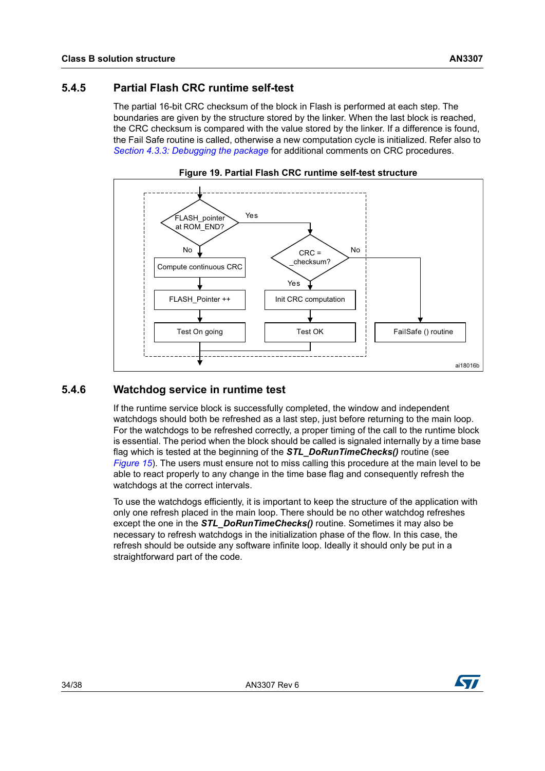### 5.4.5 Partial Flash CRC runtime self-test

The partial 16-bit CRC checksum of the block in Flash is performed at each step. The boundaries are given by the structure stored by the linker. When the last block is reached, the CRC checksum is compared with the value stored by the linker. If a difference is found, the Fail Safe routine is called, otherwise a new computation cycle is initialized. Refer also to *Section 4.3.3: Debugging the package* for additional comments on CRC procedures.

**Figure 19. Partial Flash CRC runtime self-test structure**

FLASH_pointer at ROM_END? — Yes → CRC = _checksum?; No → Compute continuous CRC → FLASH_Pointer ++ → Test On going

CRC = _checksum? — Yes → Init CRC computation → Test OK; No → FailSafe () routine

ai18016b

### 5.4.6 Watchdog service in runtime test

If the runtime service block is successfully completed, the window and independent watchdogs should both be refreshed as a last step, just before returning to the main loop. For the watchdogs to be refreshed correctly, a proper timing of the call to the runtime block is essential. The period when the block should be called is signaled internally by a time base flag which is tested at the beginning of the ***STL_DoRunTimeChecks()*** routine (see *Figure 15*). The users must ensure not to miss calling this procedure at the main level to be able to react properly to any change in the time base flag and consequently refresh the watchdogs at the correct intervals.

To use the watchdogs efficiently, it is important to keep the structure of the application with only one refresh placed in the main loop. There should be no other watchdog refreshes except the one in the ***STL_DoRunTimeChecks()*** routine. Sometimes it may also be necessary to refresh watchdogs in the initialization phase of the flow. In this case, the refresh should be outside any software infinite loop. Ideally it should only be put in a straightforward part of the code.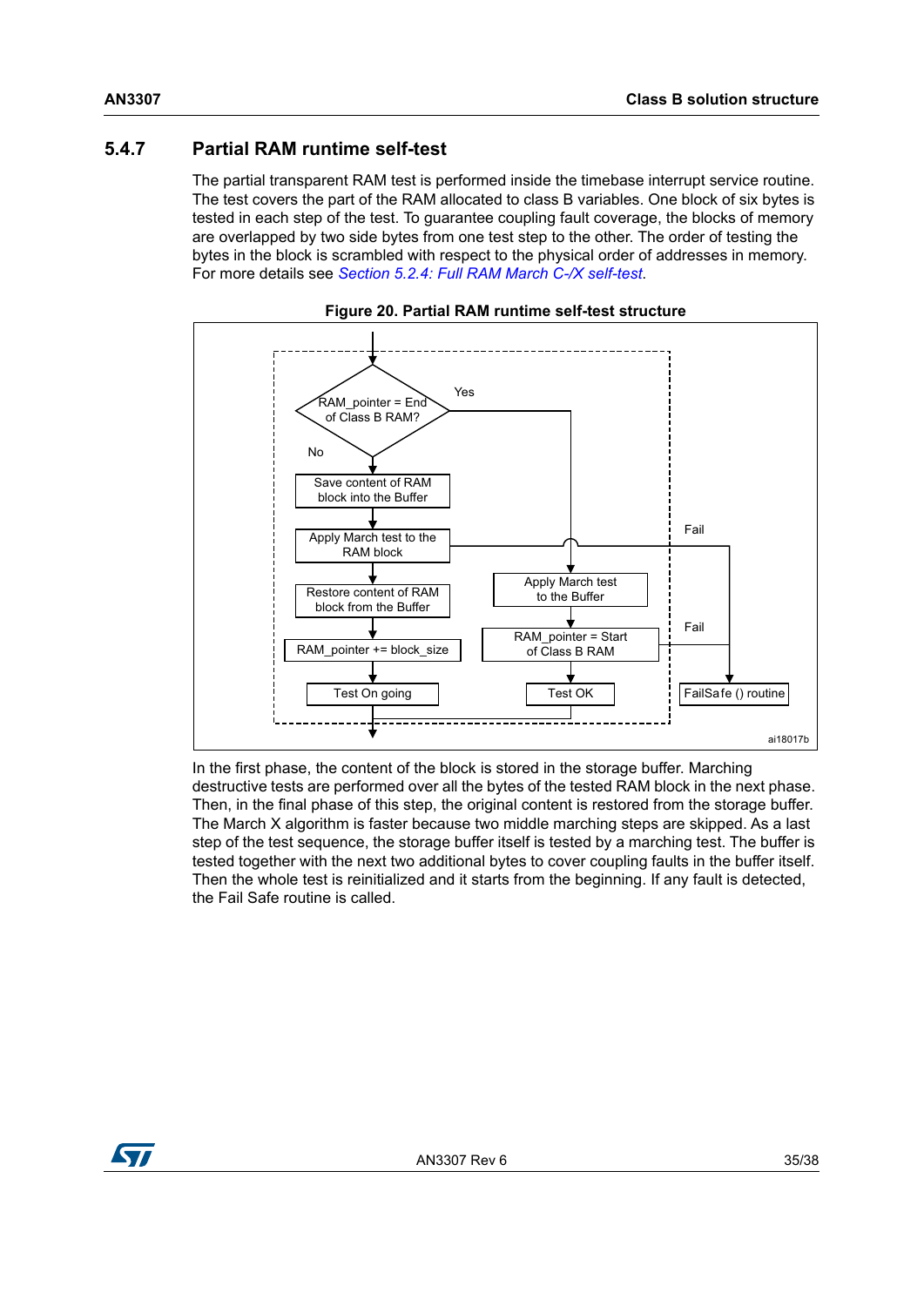### 5.4.7 Partial RAM runtime self-test

The partial transparent RAM test is performed inside the timebase interrupt service routine. The test covers the part of the RAM allocated to class B variables. One block of six bytes is tested in each step of the test. To guarantee coupling fault coverage, the blocks of memory are overlapped by two side bytes from one test step to the other. The order of testing the bytes in the block is scrambled with respect to the physical order of addresses in memory. For more details see *Section 5.2.4: Full RAM March C-/X self-test*.

**Figure 20. Partial RAM runtime self-test structure**

In the first phase, the content of the block is stored in the storage buffer. Marching destructive tests are performed over all the bytes of the tested RAM block in the next phase. Then, in the final phase of this step, the original content is restored from the storage buffer. The March X algorithm is faster because two middle marching steps are skipped. As a last step of the test sequence, the storage buffer itself is tested by a marching test. The buffer is tested together with the next two additional bytes to cover coupling faults in the buffer itself. Then the whole test is reinitialized and it starts from the beginning. If any fault is detected, the Fail Safe routine is called.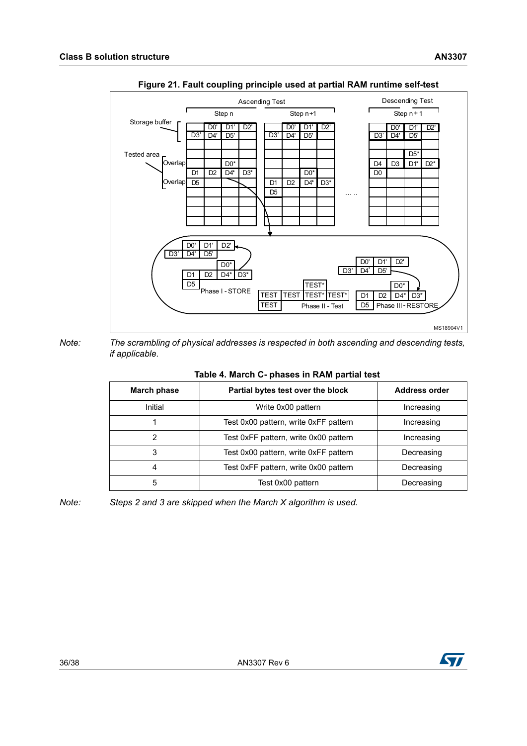**Figure 21. Fault coupling principle used at partial RAM runtime self-test**

*Note: The scrambling of physical addresses is respected in both ascending and descending tests, if applicable.*

**Table 4. March C- phases in RAM partial test**

| March phase | Partial bytes test over the block | Address order |
|---|---|---|
| Initial | Write 0x00 pattern | Increasing |
| 1 | Test 0x00 pattern, write 0xFF pattern | Increasing |
| 2 | Test 0xFF pattern, write 0x00 pattern | Increasing |
| 3 | Test 0x00 pattern, write 0xFF pattern | Decreasing |
| 4 | Test 0xFF pattern, write 0x00 pattern | Decreasing |
| 5 | Test 0x00 pattern | Decreasing |

*Note: Steps 2 and 3 are skipped when the March X algorithm is used.*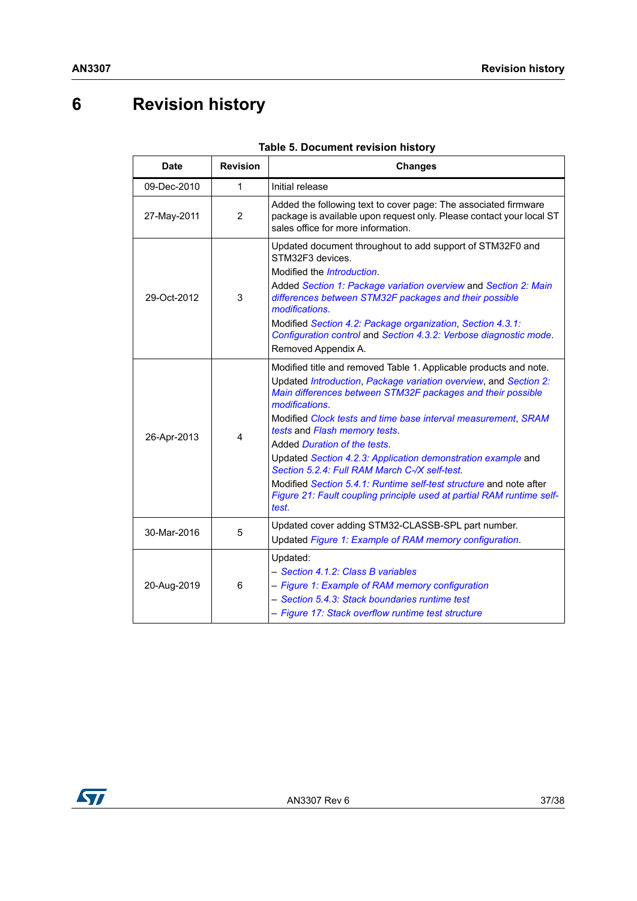# 6 Revision history

**Table 5. Document revision history**

| Date | Revision | Changes |
|---|---|---|
| 09-Dec-2010 | 1 | Initial release |
| 27-May-2011 | 2 | Added the following text to cover page: The associated firmware package is available upon request only. Please contact your local ST sales office for more information. |
| 29-Oct-2012 | 3 | Updated document throughout to add support of STM32F0 and STM32F3 devices.<br>Modified the *Introduction*.<br>Added *Section 1: Package variation overview* and *Section 2: Main differences between STM32F packages and their possible modifications*.<br>Modified *Section 4.2: Package organization*, *Section 4.3.1: Configuration control* and *Section 4.3.2: Verbose diagnostic mode*.<br>Removed Appendix A. |
| 26-Apr-2013 | 4 | Modified title and removed Table 1. Applicable products and note.<br>Updated *Introduction*, *Package variation overview*, and *Section 2: Main differences between STM32F packages and their possible modifications*.<br>Modified *Clock tests and time base interval measurement*, *SRAM tests* and *Flash memory tests*.<br>Added *Duration of the tests*.<br>Updated *Section 4.2.3: Application demonstration example* and *Section 5.2.4: Full RAM March C-/X self-test*.<br>Modified *Section 5.4.1: Runtime self-test structure* and note after *Figure 21: Fault coupling principle used at partial RAM runtime self-test*. |
| 30-Mar-2016 | 5 | Updated cover adding STM32-CLASSB-SPL part number.<br>Updated *Figure 1: Example of RAM memory configuration*. |
| 20-Aug-2019 | 6 | Updated:<br>– *Section 4.1.2: Class B variables*<br>– *Figure 1: Example of RAM memory configuration*<br>– *Section 5.4.3: Stack boundaries runtime test*<br>– *Figure 17: Stack overflow runtime test structure* |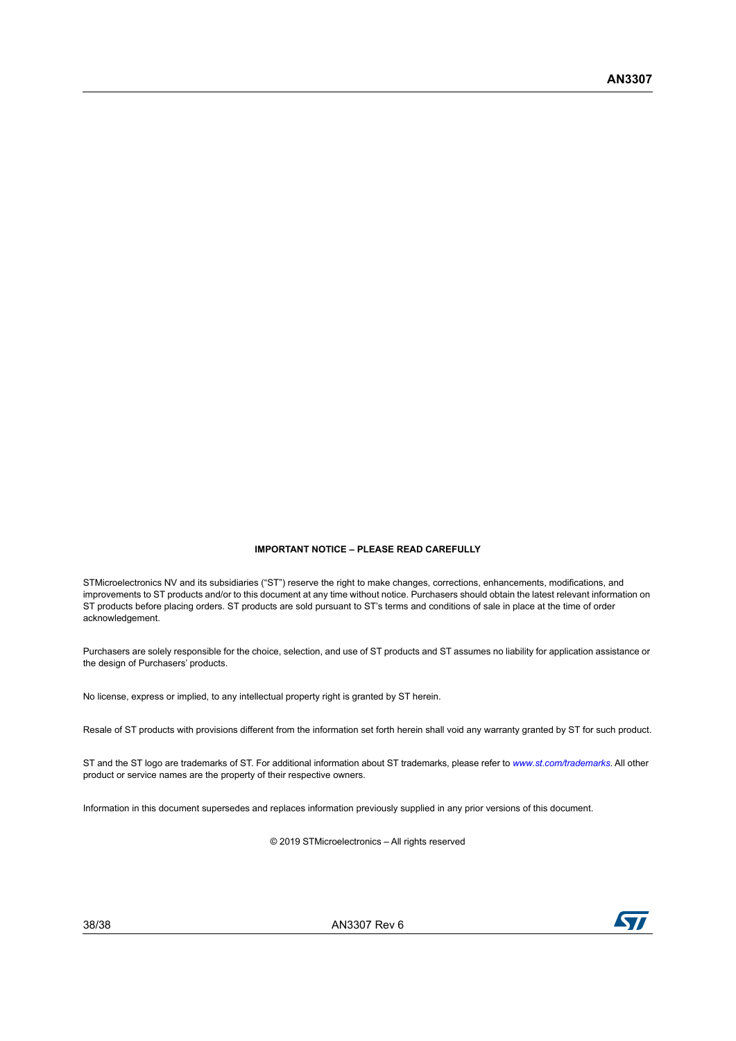**IMPORTANT NOTICE – PLEASE READ CAREFULLY**

STMicroelectronics NV and its subsidiaries (“ST”) reserve the right to make changes, corrections, enhancements, modifications, and improvements to ST products and/or to this document at any time without notice. Purchasers should obtain the latest relevant information on ST products before placing orders. ST products are sold pursuant to ST’s terms and conditions of sale in place at the time of order acknowledgement.

Purchasers are solely responsible for the choice, selection, and use of ST products and ST assumes no liability for application assistance or the design of Purchasers’ products.

No license, express or implied, to any intellectual property right is granted by ST herein.

Resale of ST products with provisions different from the information set forth herein shall void any warranty granted by ST for such product.

ST and the ST logo are trademarks of ST. For additional information about ST trademarks, please refer to *www.st.com/trademarks*. All other product or service names are the property of their respective owners.

Information in this document supersedes and replaces information previously supplied in any prior versions of this document.

© 2019 STMicroelectronics – All rights reserved